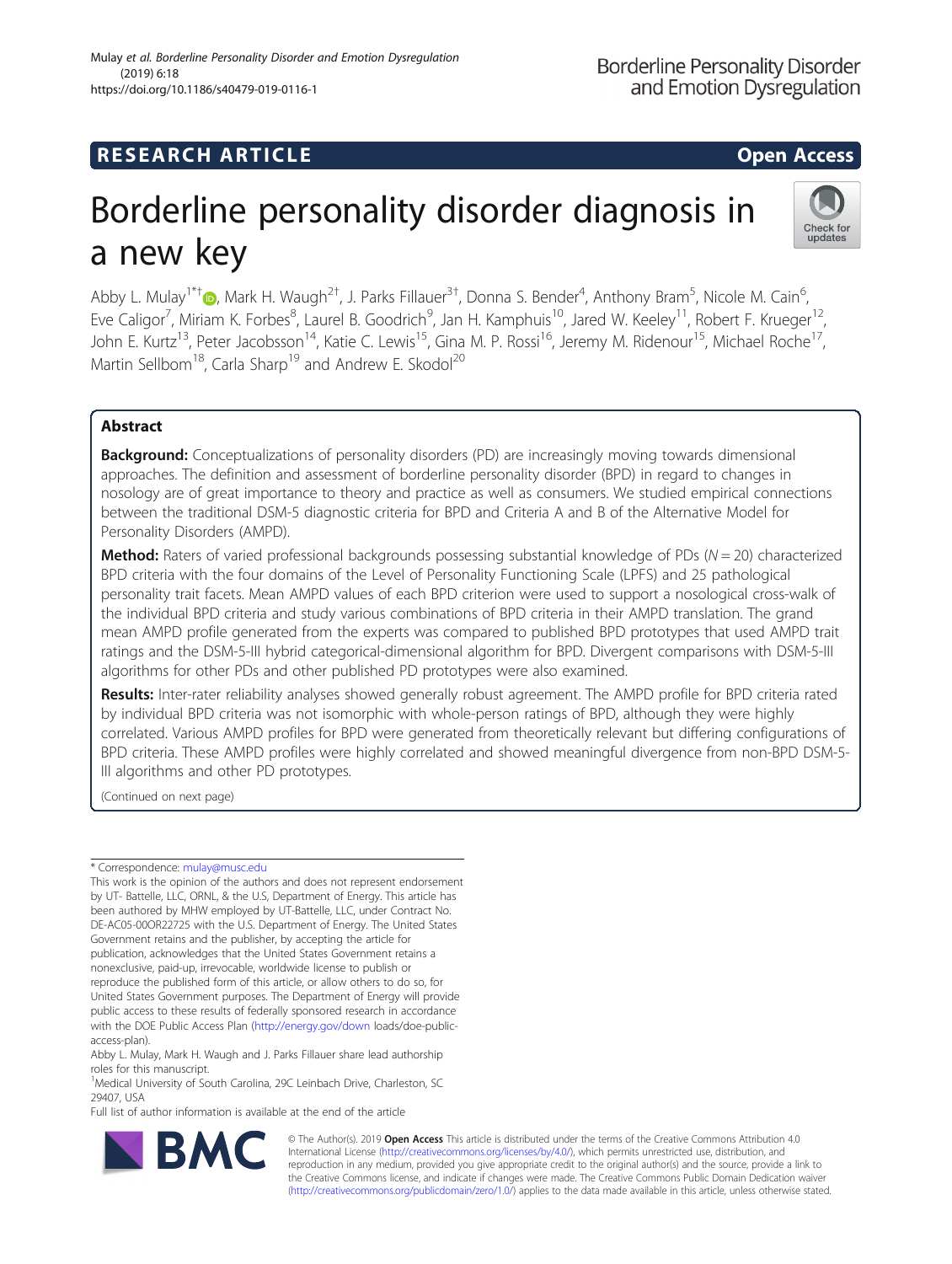RESEARCH ARTICLE

Open Access

# Borderline personality disorder diagnosis in a new key

Abby L. Mulay[1*†], Mark H. Waugh[2†], J. Parks Fillauer[3†], Donna S. Bender[4], Anthony Bram[5], Nicole M. Cain[6], Eve Caligor[7], Miriam K. Forbes[8], Laurel B. Goodrich[9], Jan H. Kamphuis[10], Jared W. Keeley[11], Robert F. Krueger[12], John E. Kurtz[13], Peter Jacobsson[14], Katie C. Lewis[15], Gina M. P. Rossi[16], Jeremy M. Ridenour[15], Michael Roche[17], Martin Sellbom[18], Carla Sharp[19] and Andrew E. Skodol[20]

## Abstract

**Background:** Conceptualizations of personality disorders (PD) are increasingly moving towards dimensional approaches. The definition and assessment of borderline personality disorder (BPD) in regard to changes in nosology are of great importance to theory and practice as well as consumers. We studied empirical connections between the traditional DSM-5 diagnostic criteria for BPD and Criteria A and B of the Alternative Model for Personality Disorders (AMPD).

**Method:** Raters of varied professional backgrounds possessing substantial knowledge of PDs ($N = 20$) characterized BPD criteria with the four domains of the Level of Personality Functioning Scale (LPFS) and 25 pathological personality trait facets. Mean AMPD values of each BPD criterion were used to support a nosological cross-walk of the individual BPD criteria and study various combinations of BPD criteria in their AMPD translation. The grand mean AMPD profile generated from the experts was compared to published BPD prototypes that used AMPD trait ratings and the DSM-5-III hybrid categorical-dimensional algorithm for BPD. Divergent comparisons with DSM-5-III algorithms for other PDs and other published PD prototypes were also examined.

**Results:** Inter-rater reliability analyses showed generally robust agreement. The AMPD profile for BPD criteria rated by individual BPD criteria was not isomorphic with whole-person ratings of BPD, although they were highly correlated. Various AMPD profiles for BPD were generated from theoretically relevant but differing configurations of BPD criteria. These AMPD profiles were highly correlated and showed meaningful divergence from non-BPD DSM-5-III algorithms and other PD prototypes.

(Continued on next page)

---

* Correspondence: mulay@musc.edu

This work is the opinion of the authors and does not represent endorsement by UT- Battelle, LLC, ORNL, & the U.S, Department of Energy. This article has been authored by MHW employed by UT-Battelle, LLC, under Contract No. DE-AC05-00OR22725 with the U.S. Department of Energy. The United States Government retains and the publisher, by accepting the article for publication, acknowledges that the United States Government retains a nonexclusive, paid-up, irrevocable, worldwide license to publish or reproduce the published form of this article, or allow others to do so, for United States Government purposes. The Department of Energy will provide public access to these results of federally sponsored research in accordance with the DOE Public Access Plan (http://energy.gov/downloads/doe-public-access-plan).

Abby L. Mulay, Mark H. Waugh and J. Parks Fillauer share lead authorship roles for this manuscript.

[1]Medical University of South Carolina, 29C Leinbach Drive, Charleston, SC 29407, USA

Full list of author information is available at the end of the article

© The Author(s). 2019 **Open Access** This article is distributed under the terms of the Creative Commons Attribution 4.0 International License (http://creativecommons.org/licenses/by/4.0/), which permits unrestricted use, distribution, and reproduction in any medium, provided you give appropriate credit to the original author(s) and the source, provide a link to the Creative Commons license, and indicate if changes were made. The Creative Commons Public Domain Dedication waiver (http://creativecommons.org/publicdomain/zero/1.0/) applies to the data made available in this article, unless otherwise stated.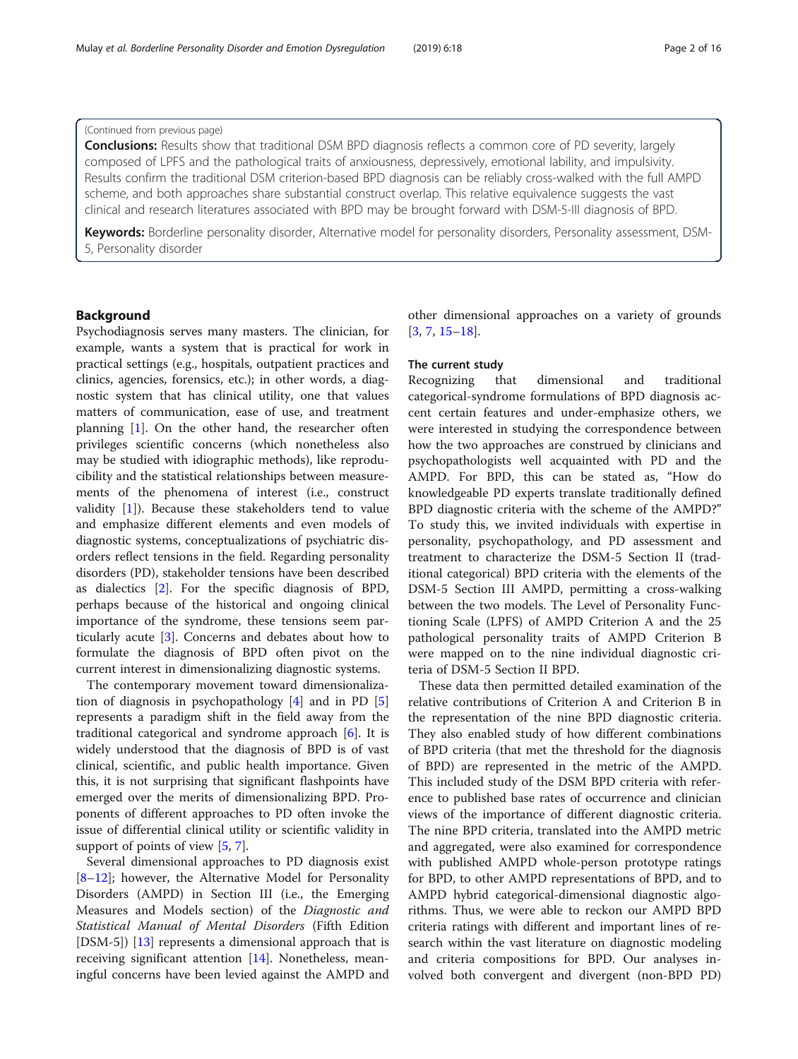(Continued from previous page)

**Conclusions:** Results show that traditional DSM BPD diagnosis reflects a common core of PD severity, largely composed of LPFS and the pathological traits of anxiousness, depressively, emotional lability, and impulsivity. Results confirm the traditional DSM criterion-based BPD diagnosis can be reliably cross-walked with the full AMPD scheme, and both approaches share substantial construct overlap. This relative equivalence suggests the vast clinical and research literatures associated with BPD may be brought forward with DSM-5-III diagnosis of BPD.

**Keywords:** Borderline personality disorder, Alternative model for personality disorders, Personality assessment, DSM-5, Personality disorder

## Background

Psychodiagnosis serves many masters. The clinician, for example, wants a system that is practical for work in practical settings (e.g., hospitals, outpatient practices and clinics, agencies, forensics, etc.); in other words, a diagnostic system that has clinical utility, one that values matters of communication, ease of use, and treatment planning [1]. On the other hand, the researcher often privileges scientific concerns (which nonetheless also may be studied with idiographic methods), like reproducibility and the statistical relationships between measurements of the phenomena of interest (i.e., construct validity [1]). Because these stakeholders tend to value and emphasize different elements and even models of diagnostic systems, conceptualizations of psychiatric disorders reflect tensions in the field. Regarding personality disorders (PD), stakeholder tensions have been described as dialectics [2]. For the specific diagnosis of BPD, perhaps because of the historical and ongoing clinical importance of the syndrome, these tensions seem particularly acute [3]. Concerns and debates about how to formulate the diagnosis of BPD often pivot on the current interest in dimensionalizing diagnostic systems.

The contemporary movement toward dimensionalization of diagnosis in psychopathology [4] and in PD [5] represents a paradigm shift in the field away from the traditional categorical and syndrome approach [6]. It is widely understood that the diagnosis of BPD is of vast clinical, scientific, and public health importance. Given this, it is not surprising that significant flashpoints have emerged over the merits of dimensionalizing BPD. Proponents of different approaches to PD often invoke the issue of differential clinical utility or scientific validity in support of points of view [5, 7].

Several dimensional approaches to PD diagnosis exist [8–12]; however, the Alternative Model for Personality Disorders (AMPD) in Section III (i.e., the Emerging Measures and Models section) of the *Diagnostic and Statistical Manual of Mental Disorders* (Fifth Edition [DSM-5]) [13] represents a dimensional approach that is receiving significant attention [14]. Nonetheless, meaningful concerns have been levied against the AMPD and other dimensional approaches on a variety of grounds [3, 7, 15–18].

### The current study

Recognizing that dimensional and traditional categorical-syndrome formulations of BPD diagnosis accent certain features and under-emphasize others, we were interested in studying the correspondence between how the two approaches are construed by clinicians and psychopathologists well acquainted with PD and the AMPD. For BPD, this can be stated as, "How do knowledgeable PD experts translate traditionally defined BPD diagnostic criteria with the scheme of the AMPD?" To study this, we invited individuals with expertise in personality, psychopathology, and PD assessment and treatment to characterize the DSM-5 Section II (traditional categorical) BPD criteria with the elements of the DSM-5 Section III AMPD, permitting a cross-walking between the two models. The Level of Personality Functioning Scale (LPFS) of AMPD Criterion A and the 25 pathological personality traits of AMPD Criterion B were mapped on to the nine individual diagnostic criteria of DSM-5 Section II BPD.

These data then permitted detailed examination of the relative contributions of Criterion A and Criterion B in the representation of the nine BPD diagnostic criteria. They also enabled study of how different combinations of BPD criteria (that met the threshold for the diagnosis of BPD) are represented in the metric of the AMPD. This included study of the DSM BPD criteria with reference to published base rates of occurrence and clinician views of the importance of different diagnostic criteria. The nine BPD criteria, translated into the AMPD metric and aggregated, were also examined for correspondence with published AMPD whole-person prototype ratings for BPD, to other AMPD representations of BPD, and to AMPD hybrid categorical-dimensional diagnostic algorithms. Thus, we were able to reckon our AMPD BPD criteria ratings with different and important lines of research within the vast literature on diagnostic modeling and criteria compositions for BPD. Our analyses involved both convergent and divergent (non-BPD PD)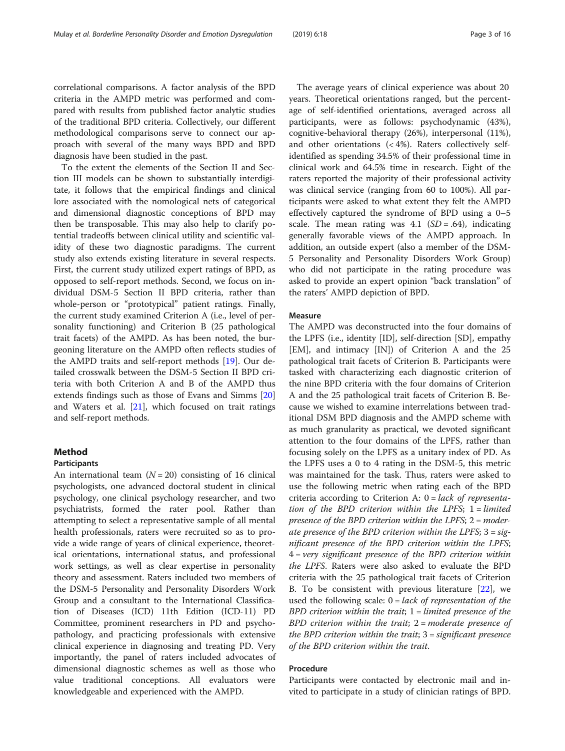correlational comparisons. A factor analysis of the BPD criteria in the AMPD metric was performed and compared with results from published factor analytic studies of the traditional BPD criteria. Collectively, our different methodological comparisons serve to connect our approach with several of the many ways BPD and BPD diagnosis have been studied in the past.

To the extent the elements of the Section II and Section III models can be shown to substantially interdigitate, it follows that the empirical findings and clinical lore associated with the nomological nets of categorical and dimensional diagnostic conceptions of BPD may then be transposable. This may also help to clarify potential tradeoffs between clinical utility and scientific validity of these two diagnostic paradigms. The current study also extends existing literature in several respects. First, the current study utilized expert ratings of BPD, as opposed to self-report methods. Second, we focus on individual DSM-5 Section II BPD criteria, rather than whole-person or "prototypical" patient ratings. Finally, the current study examined Criterion A (i.e., level of personality functioning) and Criterion B (25 pathological trait facets) of the AMPD. As has been noted, the burgeoning literature on the AMPD often reflects studies of the AMPD traits and self-report methods [19]. Our detailed crosswalk between the DSM-5 Section II BPD criteria with both Criterion A and B of the AMPD thus extends findings such as those of Evans and Simms [20] and Waters et al. [21], which focused on trait ratings and self-report methods.

## Method

### Participants

An international team ($N = 20$) consisting of 16 clinical psychologists, one advanced doctoral student in clinical psychology, one clinical psychology researcher, and two psychiatrists, formed the rater pool. Rather than attempting to select a representative sample of all mental health professionals, raters were recruited so as to provide a wide range of years of clinical experience, theoretical orientations, international status, and professional work settings, as well as clear expertise in personality theory and assessment. Raters included two members of the DSM-5 Personality and Personality Disorders Work Group and a consultant to the International Classification of Diseases (ICD) 11th Edition (ICD-11) PD Committee, prominent researchers in PD and psychopathology, and practicing professionals with extensive clinical experience in diagnosing and treating PD. Very importantly, the panel of raters included advocates of dimensional diagnostic schemes as well as those who value traditional conceptions. All evaluators were knowledgeable and experienced with the AMPD.

The average years of clinical experience was about 20 years. Theoretical orientations ranged, but the percentage of self-identified orientations, averaged across all participants, were as follows: psychodynamic (43%), cognitive-behavioral therapy (26%), interpersonal (11%), and other orientations (< 4%). Raters collectively self-identified as spending 34.5% of their professional time in clinical work and 64.5% time in research. Eight of the raters reported the majority of their professional activity was clinical service (ranging from 60 to 100%). All participants were asked to what extent they felt the AMPD effectively captured the syndrome of BPD using a 0–5 scale. The mean rating was 4.1 ($SD = .64$), indicating generally favorable views of the AMPD approach. In addition, an outside expert (also a member of the DSM-5 Personality and Personality Disorders Work Group) who did not participate in the rating procedure was asked to provide an expert opinion "back translation" of the raters' AMPD depiction of BPD.

### Measure

The AMPD was deconstructed into the four domains of the LPFS (i.e., identity [ID], self-direction [SD], empathy [EM], and intimacy [IN]) of Criterion A and the 25 pathological trait facets of Criterion B. Participants were tasked with characterizing each diagnostic criterion of the nine BPD criteria with the four domains of Criterion A and the 25 pathological trait facets of Criterion B. Because we wished to examine interrelations between traditional DSM BPD diagnosis and the AMPD scheme with as much granularity as practical, we devoted significant attention to the four domains of the LPFS, rather than focusing solely on the LPFS as a unitary index of PD. As the LPFS uses a 0 to 4 rating in the DSM-5, this metric was maintained for the task. Thus, raters were asked to use the following metric when rating each of the BPD criteria according to Criterion A: 0 = *lack of representation of the BPD criterion within the LPFS*; 1 = *limited presence of the BPD criterion within the LPFS*; 2 = *moderate presence of the BPD criterion within the LPFS*; 3 = *significant presence of the BPD criterion within the LPFS*; 4 = *very significant presence of the BPD criterion within the LPFS*. Raters were also asked to evaluate the BPD criteria with the 25 pathological trait facets of Criterion B. To be consistent with previous literature [22], we used the following scale: 0 = *lack of representation of the BPD criterion within the trait*; 1 = *limited presence of the BPD criterion within the trait*; 2 = *moderate presence of the BPD criterion within the trait*; 3 = *significant presence of the BPD criterion within the trait*.

### Procedure

Participants were contacted by electronic mail and invited to participate in a study of clinician ratings of BPD.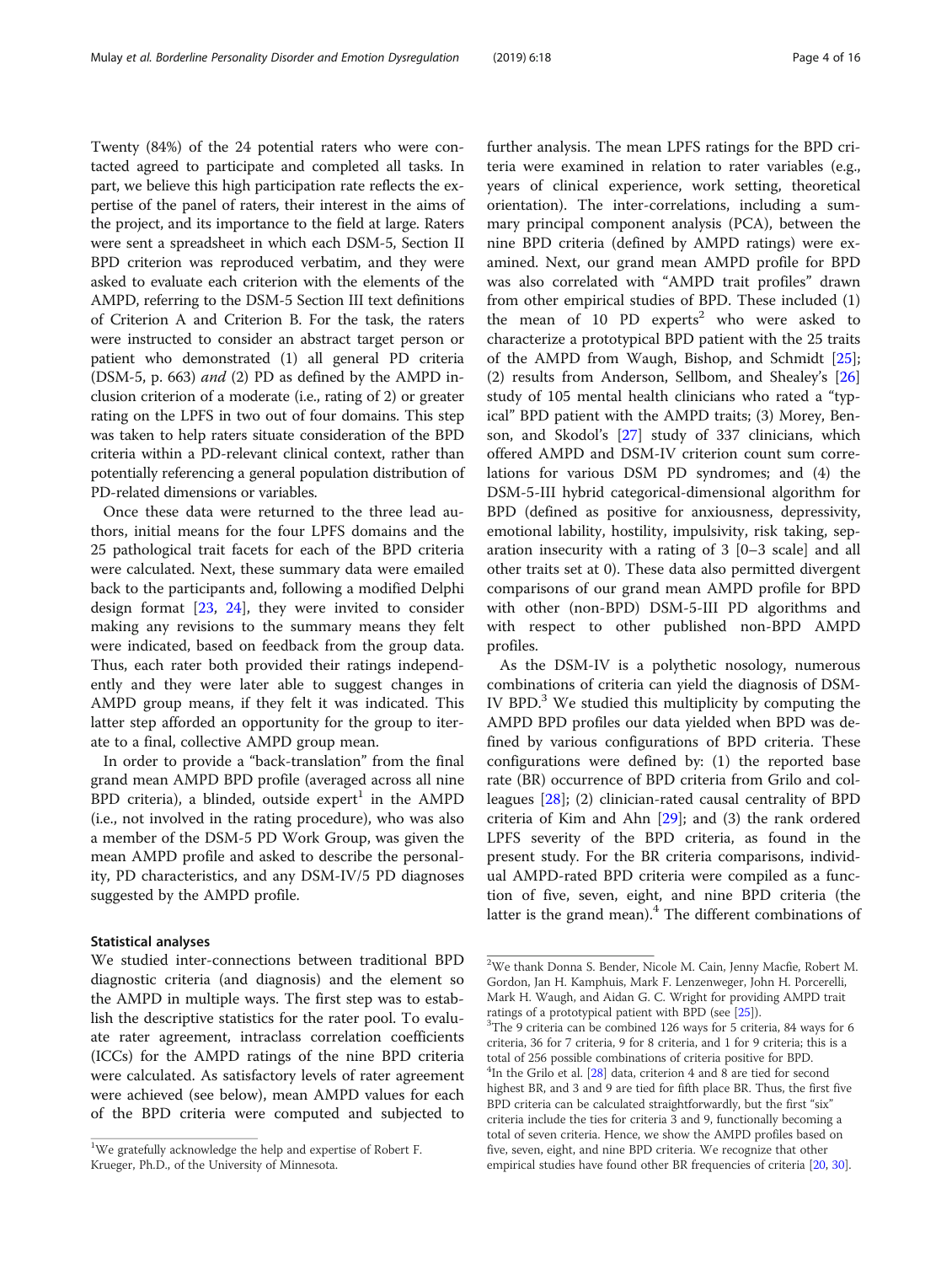Twenty (84%) of the 24 potential raters who were contacted agreed to participate and completed all tasks. In part, we believe this high participation rate reflects the expertise of the panel of raters, their interest in the aims of the project, and its importance to the field at large. Raters were sent a spreadsheet in which each DSM-5, Section II BPD criterion was reproduced verbatim, and they were asked to evaluate each criterion with the elements of the AMPD, referring to the DSM-5 Section III text definitions of Criterion A and Criterion B. For the task, the raters were instructed to consider an abstract target person or patient who demonstrated (1) all general PD criteria (DSM-5, p. 663) *and* (2) PD as defined by the AMPD inclusion criterion of a moderate (i.e., rating of 2) or greater rating on the LPFS in two out of four domains. This step was taken to help raters situate consideration of the BPD criteria within a PD-relevant clinical context, rather than potentially referencing a general population distribution of PD-related dimensions or variables.

Once these data were returned to the three lead authors, initial means for the four LPFS domains and the 25 pathological trait facets for each of the BPD criteria were calculated. Next, these summary data were emailed back to the participants and, following a modified Delphi design format [23, 24], they were invited to consider making any revisions to the summary means they felt were indicated, based on feedback from the group data. Thus, each rater both provided their ratings independently and they were later able to suggest changes in AMPD group means, if they felt it was indicated. This latter step afforded an opportunity for the group to iterate to a final, collective AMPD group mean.

In order to provide a "back-translation" from the final grand mean AMPD BPD profile (averaged across all nine BPD criteria), a blinded, outside expert[1] in the AMPD (i.e., not involved in the rating procedure), who was also a member of the DSM-5 PD Work Group, was given the mean AMPD profile and asked to describe the personality, PD characteristics, and any DSM-IV/5 PD diagnoses suggested by the AMPD profile.

### Statistical analyses

We studied inter-connections between traditional BPD diagnostic criteria (and diagnosis) and the element so the AMPD in multiple ways. The first step was to establish the descriptive statistics for the rater pool. To evaluate rater agreement, intraclass correlation coefficients (ICCs) for the AMPD ratings of the nine BPD criteria were calculated. As satisfactory levels of rater agreement were achieved (see below), mean AMPD values for each of the BPD criteria were computed and subjected to further analysis. The mean LPFS ratings for the BPD criteria were examined in relation to rater variables (e.g., years of clinical experience, work setting, theoretical orientation). The inter-correlations, including a summary principal component analysis (PCA), between the nine BPD criteria (defined by AMPD ratings) were examined. Next, our grand mean AMPD profile for BPD was also correlated with "AMPD trait profiles" drawn from other empirical studies of BPD. These included (1) the mean of 10 PD experts[2] who were asked to characterize a prototypical BPD patient with the 25 traits of the AMPD from Waugh, Bishop, and Schmidt [25]; (2) results from Anderson, Sellbom, and Shealey's [26] study of 105 mental health clinicians who rated a "typical" BPD patient with the AMPD traits; (3) Morey, Benson, and Skodol's [27] study of 337 clinicians, which offered AMPD and DSM-IV criterion count sum correlations for various DSM PD syndromes; and (4) the DSM-5-III hybrid categorical-dimensional algorithm for BPD (defined as positive for anxiousness, depressivity, emotional lability, hostility, impulsivity, risk taking, separation insecurity with a rating of 3 [0–3 scale] and all other traits set at 0). These data also permitted divergent comparisons of our grand mean AMPD profile for BPD with other (non-BPD) DSM-5-III PD algorithms and with respect to other published non-BPD AMPD profiles.

As the DSM-IV is a polythetic nosology, numerous combinations of criteria can yield the diagnosis of DSM-IV BPD.[3] We studied this multiplicity by computing the AMPD BPD profiles our data yielded when BPD was defined by various configurations of BPD criteria. These configurations were defined by: (1) the reported base rate (BR) occurrence of BPD criteria from Grilo and colleagues [28]; (2) clinician-rated causal centrality of BPD criteria of Kim and Ahn [29]; and (3) the rank ordered LPFS severity of the BPD criteria, as found in the present study. For the BR criteria comparisons, individual AMPD-rated BPD criteria were compiled as a function of five, seven, eight, and nine BPD criteria (the latter is the grand mean).[4] The different combinations of

---

[1] We gratefully acknowledge the help and expertise of Robert F. Krueger, Ph.D., of the University of Minnesota.

[2] We thank Donna S. Bender, Nicole M. Cain, Jenny Macfie, Robert M. Gordon, Jan H. Kamphuis, Mark F. Lenzenweger, John H. Porcerelli, Mark H. Waugh, and Aidan G. C. Wright for providing AMPD trait ratings of a prototypical patient with BPD (see [25]).

[3] The 9 criteria can be combined 126 ways for 5 criteria, 84 ways for 6 criteria, 36 for 7 criteria, 9 for 8 criteria, and 1 for 9 criteria; this is a total of 256 possible combinations of criteria positive for BPD.

[4] In the Grilo et al. [28] data, criterion 4 and 8 are tied for second highest BR, and 3 and 9 are tied for fifth place BR. Thus, the first five BPD criteria can be calculated straightforwardly, but the first "six" criteria include the ties for criteria 3 and 9, functionally becoming a total of seven criteria. Hence, we show the AMPD profiles based on five, seven, eight, and nine BPD criteria. We recognize that other empirical studies have found other BR frequencies of criteria [20, 30].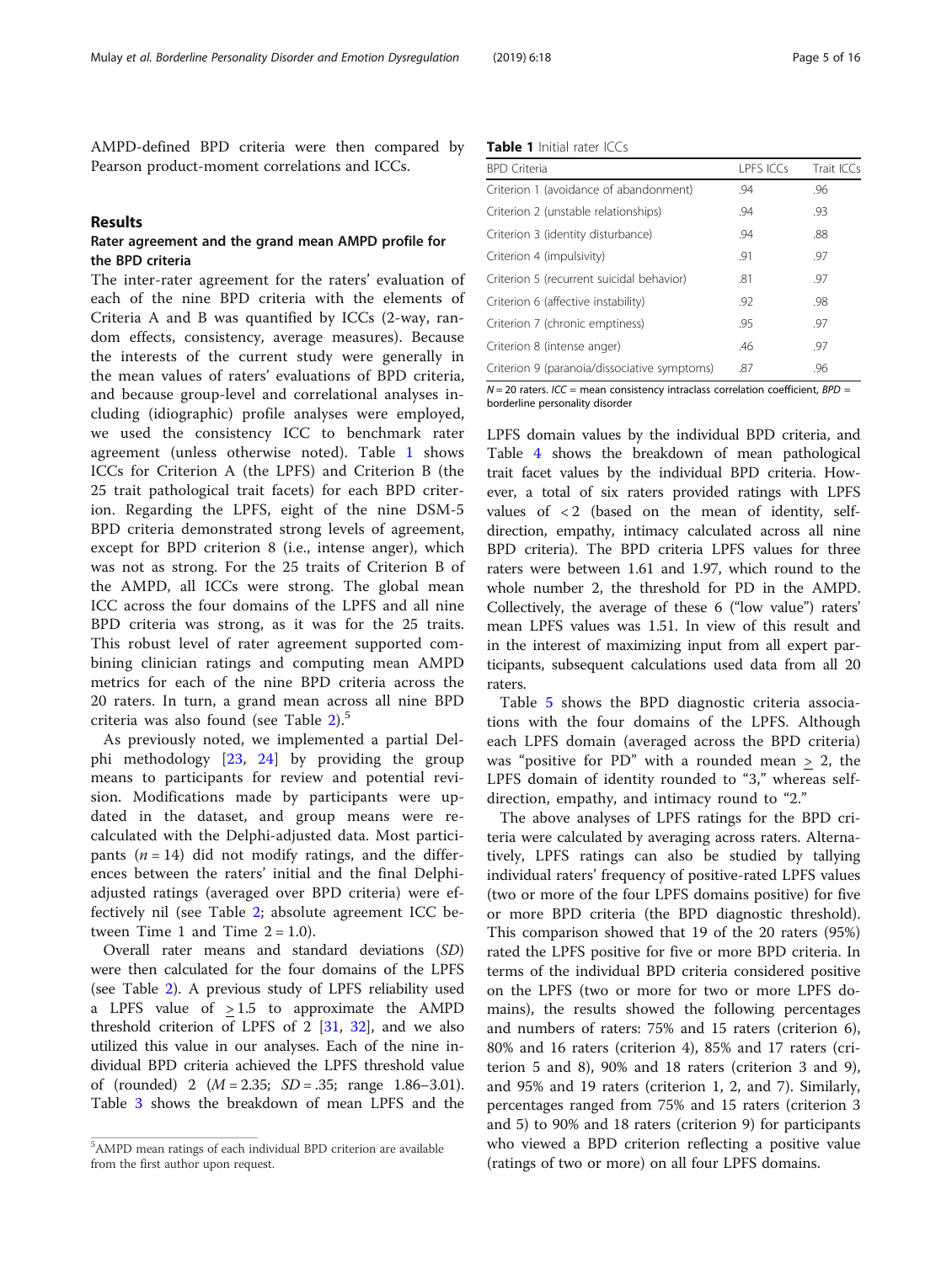AMPD-defined BPD criteria were then compared by Pearson product-moment correlations and ICCs.

## Results

### Rater agreement and the grand mean AMPD profile for the BPD criteria

The inter-rater agreement for the raters' evaluation of each of the nine BPD criteria with the elements of Criteria A and B was quantified by ICCs (2-way, random effects, consistency, average measures). Because the interests of the current study were generally in the mean values of raters' evaluations of BPD criteria, and because group-level and correlational analyses including (idiographic) profile analyses were employed, we used the consistency ICC to benchmark rater agreement (unless otherwise noted). Table 1 shows ICCs for Criterion A (the LPFS) and Criterion B (the 25 trait pathological trait facets) for each BPD criterion. Regarding the LPFS, eight of the nine DSM-5 BPD criteria demonstrated strong levels of agreement, except for BPD criterion 8 (i.e., intense anger), which was not as strong. For the 25 traits of Criterion B of the AMPD, all ICCs were strong. The global mean ICC across the four domains of the LPFS and all nine BPD criteria was strong, as it was for the 25 traits. This robust level of rater agreement supported combining clinician ratings and computing mean AMPD metrics for each of the nine BPD criteria across the 20 raters. In turn, a grand mean across all nine BPD criteria was also found (see Table 2).[5]

As previously noted, we implemented a partial Delphi methodology [23, 24] by providing the group means to participants for review and potential revision. Modifications made by participants were updated in the dataset, and group means were recalculated with the Delphi-adjusted data. Most participants ($n = 14$) did not modify ratings, and the differences between the raters' initial and the final Delphi-adjusted ratings (averaged over BPD criteria) were effectively nil (see Table 2; absolute agreement ICC between Time 1 and Time 2 = 1.0).

Overall rater means and standard deviations (*SD*) were then calculated for the four domains of the LPFS (see Table 2). A previous study of LPFS reliability used a LPFS value of $\geq 1.5$ to approximate the AMPD threshold criterion of LPFS of 2 [31, 32], and we also utilized this value in our analyses. Each of the nine individual BPD criteria achieved the LPFS threshold value of (rounded) 2 ($M = 2.35$; $SD = .35$; range 1.86–3.01). Table 3 shows the breakdown of mean LPFS and the LPFS domain values by the individual BPD criteria, and Table 4 shows the breakdown of mean pathological trait facet values by the individual BPD criteria. However, a total of six raters provided ratings with LPFS values of $< 2$ (based on the mean of identity, self-direction, empathy, intimacy calculated across all nine BPD criteria). The BPD criteria LPFS values for three raters were between 1.61 and 1.97, which round to the whole number 2, the threshold for PD in the AMPD. Collectively, the average of these 6 ("low value") raters' mean LPFS values was 1.51. In view of this result and in the interest of maximizing input from all expert participants, subsequent calculations used data from all 20 raters.

**Table 1** Initial rater ICCs

| BPD Criteria | LPFS ICCs | Trait ICCs |
|---|---|---|
| Criterion 1 (avoidance of abandonment) | .94 | .96 |
| Criterion 2 (unstable relationships) | .94 | .93 |
| Criterion 3 (identity disturbance) | .94 | .88 |
| Criterion 4 (impulsivity) | .91 | .97 |
| Criterion 5 (recurrent suicidal behavior) | .81 | .97 |
| Criterion 6 (affective instability) | .92 | .98 |
| Criterion 7 (chronic emptiness) | .95 | .97 |
| Criterion 8 (intense anger) | .46 | .97 |
| Criterion 9 (paranoia/dissociative symptoms) | .87 | .96 |

$N = 20$ raters. *ICC* = mean consistency intraclass correlation coefficient, *BPD* = borderline personality disorder

Table 5 shows the BPD diagnostic criteria associations with the four domains of the LPFS. Although each LPFS domain (averaged across the BPD criteria) was "positive for PD" with a rounded mean $\geq 2$, the LPFS domain of identity rounded to "3," whereas self-direction, empathy, and intimacy round to "2."

The above analyses of LPFS ratings for the BPD criteria were calculated by averaging across raters. Alternatively, LPFS ratings can also be studied by tallying individual raters' frequency of positive-rated LPFS values (two or more of the four LPFS domains positive) for five or more BPD criteria (the BPD diagnostic threshold). This comparison showed that 19 of the 20 raters (95%) rated the LPFS positive for five or more BPD criteria. In terms of the individual BPD criteria considered positive on the LPFS (two or more for two or more LPFS domains), the results showed the following percentages and numbers of raters: 75% and 15 raters (criterion 6), 80% and 16 raters (criterion 4), 85% and 17 raters (criterion 5 and 8), 90% and 18 raters (criterion 3 and 9), and 95% and 19 raters (criterion 1, 2, and 7). Similarly, percentages ranged from 75% and 15 raters (criterion 3 and 5) to 90% and 18 raters (criterion 9) for participants who viewed a BPD criterion reflecting a positive value (ratings of two or more) on all four LPFS domains.

[5] AMPD mean ratings of each individual BPD criterion are available from the first author upon request.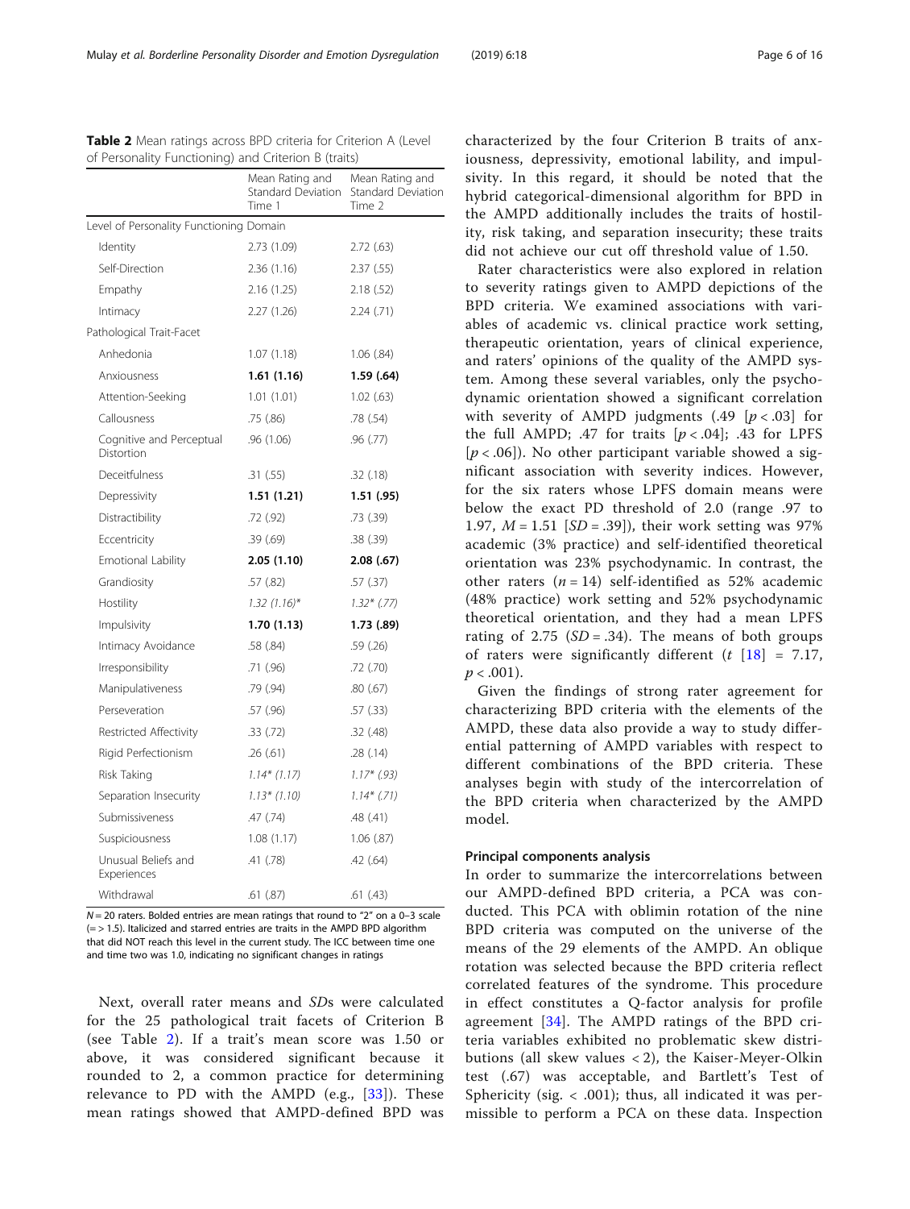**Table 2** Mean ratings across BPD criteria for Criterion A (Level of Personality Functioning) and Criterion B (traits)

| | Mean Rating and Standard Deviation Time 1 | Mean Rating and Standard Deviation Time 2 |
|---|---|---|
| Level of Personality Functioning Domain | | |
| Identity | 2.73 (1.09) | 2.72 (.63) |
| Self-Direction | 2.36 (1.16) | 2.37 (.55) |
| Empathy | 2.16 (1.25) | 2.18 (.52) |
| Intimacy | 2.27 (1.26) | 2.24 (.71) |
| Pathological Trait-Facet | | |
| Anhedonia | 1.07 (1.18) | 1.06 (.84) |
| Anxiousness | **1.61 (1.16)** | **1.59 (.64)** |
| Attention-Seeking | 1.01 (1.01) | 1.02 (.63) |
| Callousness | .75 (.86) | .78 (.54) |
| Cognitive and Perceptual Distortion | .96 (1.06) | .96 (.77) |
| Deceitfulness | .31 (.55) | .32 (.18) |
| Depressivity | **1.51 (1.21)** | **1.51 (.95)** |
| Distractibility | .72 (.92) | .73 (.39) |
| Eccentricity | .39 (.69) | .38 (.39) |
| Emotional Lability | **2.05 (1.10)** | **2.08 (.67)** |
| Grandiosity | .57 (.82) | .57 (.37) |
| Hostility | *1.32 (1.16)** | *1.32* (.77)* |
| Impulsivity | **1.70 (1.13)** | **1.73 (.89)** |
| Intimacy Avoidance | .58 (.84) | .59 (.26) |
| Irresponsibility | .71 (.96) | .72 (.70) |
| Manipulativeness | .79 (.94) | .80 (.67) |
| Perseveration | .57 (.96) | .57 (.33) |
| Restricted Affectivity | .33 (.72) | .32 (.48) |
| Rigid Perfectionism | .26 (.61) | .28 (.14) |
| Risk Taking | *1.14* (1.17)* | *1.17* (.93)* |
| Separation Insecurity | *1.13* (1.10)* | *1.14* (.71)* |
| Submissiveness | .47 (.74) | .48 (.41) |
| Suspiciousness | 1.08 (1.17) | 1.06 (.87) |
| Unusual Beliefs and Experiences | .41 (.78) | .42 (.64) |
| Withdrawal | .61 (.87) | .61 (.43) |

$N = 20$ raters. Bolded entries are mean ratings that round to "2" on a 0–3 scale (= > 1.5). Italicized and starred entries are traits in the AMPD BPD algorithm that did NOT reach this level in the current study. The ICC between time one and time two was 1.0, indicating no significant changes in ratings

Next, overall rater means and *SD*s were calculated for the 25 pathological trait facets of Criterion B (see Table 2). If a trait's mean score was 1.50 or above, it was considered significant because it rounded to 2, a common practice for determining relevance to PD with the AMPD (e.g., [33]). These mean ratings showed that AMPD-defined BPD was characterized by the four Criterion B traits of anxiousness, depressivity, emotional lability, and impulsivity. In this regard, it should be noted that the hybrid categorical-dimensional algorithm for BPD in the AMPD additionally includes the traits of hostility, risk taking, and separation insecurity; these traits did not achieve our cut off threshold value of 1.50.

Rater characteristics were also explored in relation to severity ratings given to AMPD depictions of the BPD criteria. We examined associations with variables of academic vs. clinical practice work setting, therapeutic orientation, years of clinical experience, and raters' opinions of the quality of the AMPD system. Among these several variables, only the psychodynamic orientation showed a significant correlation with severity of AMPD judgments (.49 [$p < .03$] for the full AMPD; .47 for traits [$p < .04$]; .43 for LPFS [$p < .06$]). No other participant variable showed a significant association with severity indices. However, for the six raters whose LPFS domain means were below the exact PD threshold of 2.0 (range .97 to 1.97, $M = 1.51$ [$SD = .39$]), their work setting was 97% academic (3% practice) and self-identified theoretical orientation was 23% psychodynamic. In contrast, the other raters ($n = 14$) self-identified as 52% academic (48% practice) work setting and 52% psychodynamic theoretical orientation, and they had a mean LPFS rating of 2.75 ($SD = .34$). The means of both groups of raters were significantly different ($t$ [18] = 7.17, $p < .001$).

Given the findings of strong rater agreement for characterizing BPD criteria with the elements of the AMPD, these data also provide a way to study differential patterning of AMPD variables with respect to different combinations of the BPD criteria. These analyses begin with study of the intercorrelation of the BPD criteria when characterized by the AMPD model.

### Principal components analysis

In order to summarize the intercorrelations between our AMPD-defined BPD criteria, a PCA was conducted. This PCA with oblimin rotation of the nine BPD criteria was computed on the universe of the means of the 29 elements of the AMPD. An oblique rotation was selected because the BPD criteria reflect correlated features of the syndrome. This procedure in effect constitutes a Q-factor analysis for profile agreement [34]. The AMPD ratings of the BPD criteria variables exhibited no problematic skew distributions (all skew values < 2), the Kaiser-Meyer-Olkin test (.67) was acceptable, and Bartlett's Test of Sphericity (sig. < .001); thus, all indicated it was permissible to perform a PCA on these data. Inspection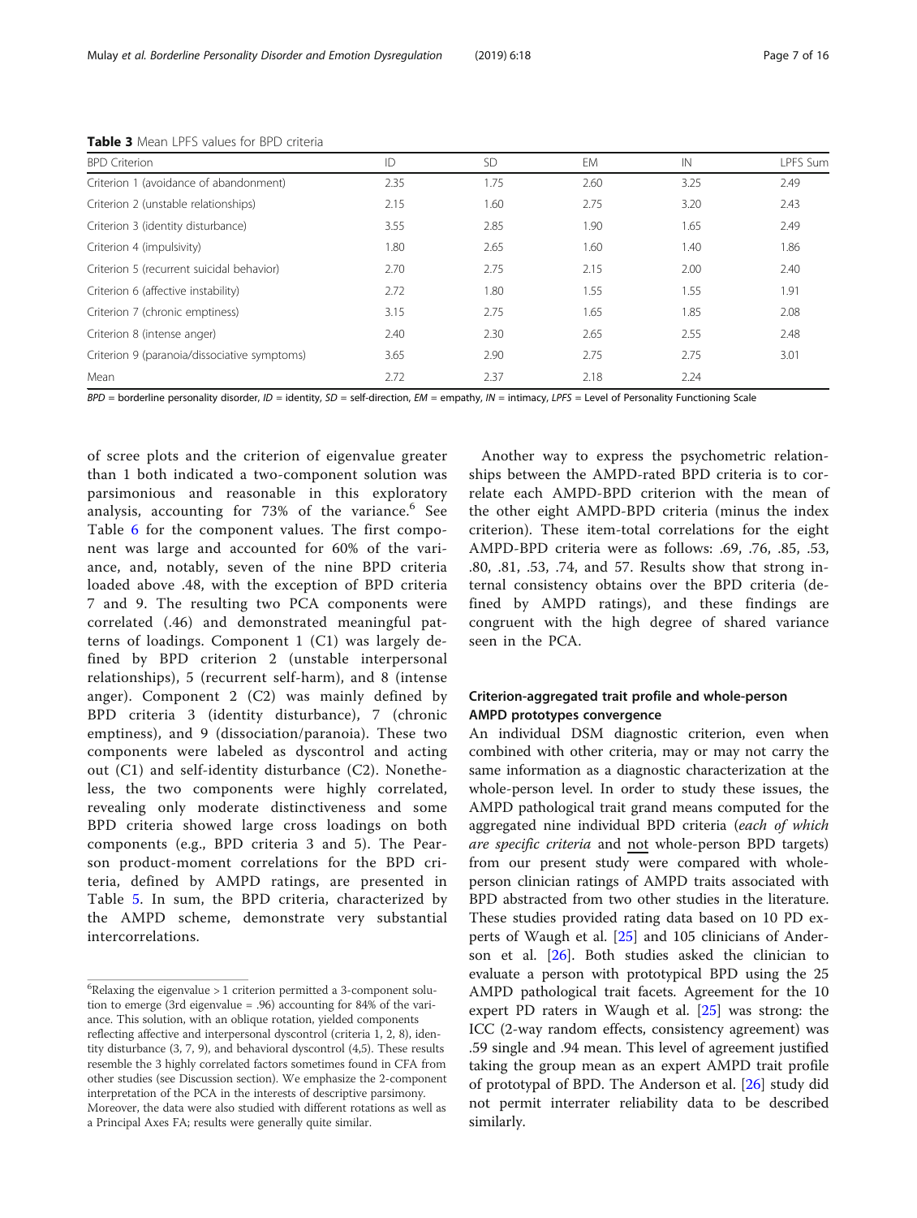**Table 3** Mean LPFS values for BPD criteria

| BPD Criterion | ID | SD | EM | IN | LPFS Sum |
|---|---|---|---|---|---|
| Criterion 1 (avoidance of abandonment) | 2.35 | 1.75 | 2.60 | 3.25 | 2.49 |
| Criterion 2 (unstable relationships) | 2.15 | 1.60 | 2.75 | 3.20 | 2.43 |
| Criterion 3 (identity disturbance) | 3.55 | 2.85 | 1.90 | 1.65 | 2.49 |
| Criterion 4 (impulsivity) | 1.80 | 2.65 | 1.60 | 1.40 | 1.86 |
| Criterion 5 (recurrent suicidal behavior) | 2.70 | 2.75 | 2.15 | 2.00 | 2.40 |
| Criterion 6 (affective instability) | 2.72 | 1.80 | 1.55 | 1.55 | 1.91 |
| Criterion 7 (chronic emptiness) | 3.15 | 2.75 | 1.65 | 1.85 | 2.08 |
| Criterion 8 (intense anger) | 2.40 | 2.30 | 2.65 | 2.55 | 2.48 |
| Criterion 9 (paranoia/dissociative symptoms) | 3.65 | 2.90 | 2.75 | 2.75 | 3.01 |
| Mean | 2.72 | 2.37 | 2.18 | 2.24 | |

*BPD* = borderline personality disorder, *ID* = identity, *SD* = self-direction, *EM* = empathy, *IN* = intimacy, *LPFS* = Level of Personality Functioning Scale

of scree plots and the criterion of eigenvalue greater than 1 both indicated a two-component solution was parsimonious and reasonable in this exploratory analysis, accounting for 73% of the variance.[6] See Table 6 for the component values. The first component was large and accounted for 60% of the variance, and, notably, seven of the nine BPD criteria loaded above .48, with the exception of BPD criteria 7 and 9. The resulting two PCA components were correlated (.46) and demonstrated meaningful patterns of loadings. Component 1 (C1) was largely defined by BPD criterion 2 (unstable interpersonal relationships), 5 (recurrent self-harm), and 8 (intense anger). Component 2 (C2) was mainly defined by BPD criteria 3 (identity disturbance), 7 (chronic emptiness), and 9 (dissociation/paranoia). These two components were labeled as dyscontrol and acting out (C1) and self-identity disturbance (C2). Nonetheless, the two components were highly correlated, revealing only moderate distinctiveness and some BPD criteria showed large cross loadings on both components (e.g., BPD criteria 3 and 5). The Pearson product-moment correlations for the BPD criteria, defined by AMPD ratings, are presented in Table 5. In sum, the BPD criteria, characterized by the AMPD scheme, demonstrate very substantial intercorrelations.

[6] Relaxing the eigenvalue > 1 criterion permitted a 3-component solution to emerge (3rd eigenvalue = .96) accounting for 84% of the variance. This solution, with an oblique rotation, yielded components reflecting affective and interpersonal dyscontrol (criteria 1, 2, 8), identity disturbance (3, 7, 9), and behavioral dyscontrol (4,5). These results resemble the 3 highly correlated factors sometimes found in CFA from other studies (see Discussion section). We emphasize the 2-component interpretation of the PCA in the interests of descriptive parsimony. Moreover, the data were also studied with different rotations as well as a Principal Axes FA; results were generally quite similar.

Another way to express the psychometric relationships between the AMPD-rated BPD criteria is to correlate each AMPD-BPD criterion with the mean of the other eight AMPD-BPD criteria (minus the index criterion). These item-total correlations for the eight AMPD-BPD criteria were as follows: .69, .76, .85, .53, .80, .81, .53, .74, and 57. Results show that strong internal consistency obtains over the BPD criteria (defined by AMPD ratings), and these findings are congruent with the high degree of shared variance seen in the PCA.

### Criterion-aggregated trait profile and whole-person AMPD prototypes convergence

An individual DSM diagnostic criterion, even when combined with other criteria, may or may not carry the same information as a diagnostic characterization at the whole-person level. In order to study these issues, the AMPD pathological trait grand means computed for the aggregated nine individual BPD criteria (*each of which are specific criteria* and not whole-person BPD targets) from our present study were compared with whole-person clinician ratings of AMPD traits associated with BPD abstracted from two other studies in the literature. These studies provided rating data based on 10 PD experts of Waugh et al. [25] and 105 clinicians of Anderson et al. [26]. Both studies asked the clinician to evaluate a person with prototypical BPD using the 25 AMPD pathological trait facets. Agreement for the 10 expert PD raters in Waugh et al. [25] was strong: the ICC (2-way random effects, consistency agreement) was .59 single and .94 mean. This level of agreement justified taking the group mean as an expert AMPD trait profile of prototypal of BPD. The Anderson et al. [26] study did not permit interrater reliability data to be described similarly.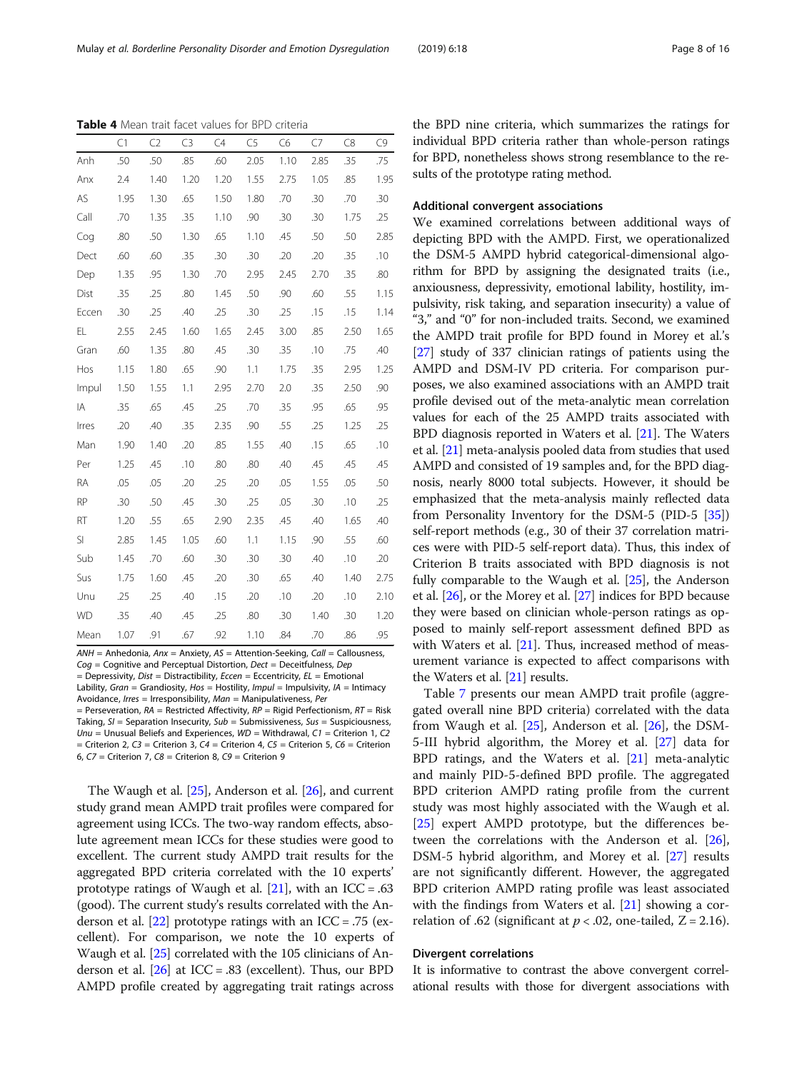**Table 4** Mean trait facet values for BPD criteria

| | C1 | C2 | C3 | C4 | C5 | C6 | C7 | C8 | C9 |
|---|---|---|---|---|---|---|---|---|---|
| Anh | .50 | .50 | .85 | .60 | 2.05 | 1.10 | 2.85 | .35 | .75 |
| Anx | 2.4 | 1.40 | 1.20 | 1.20 | 1.55 | 2.75 | 1.05 | .85 | 1.95 |
| AS | 1.95 | 1.30 | .65 | 1.50 | 1.80 | .70 | .30 | .70 | .30 |
| Call | .70 | 1.35 | .35 | 1.10 | .90 | .30 | .30 | 1.75 | .25 |
| Cog | .80 | .50 | 1.30 | .65 | 1.10 | .45 | .50 | .50 | 2.85 |
| Dect | .60 | .60 | .35 | .30 | .30 | .20 | .20 | .35 | .10 |
| Dep | 1.35 | .95 | 1.30 | .70 | 2.95 | 2.45 | 2.70 | .35 | .80 |
| Dist | .35 | .25 | .80 | 1.45 | .50 | .90 | .60 | .55 | 1.15 |
| Eccen | .30 | .25 | .40 | .25 | .30 | .25 | .15 | .15 | 1.14 |
| EL | 2.55 | 2.45 | 1.60 | 1.65 | 2.45 | 3.00 | .85 | 2.50 | 1.65 |
| Gran | .60 | 1.35 | .80 | .45 | .30 | .35 | .10 | .75 | .40 |
| Hos | 1.15 | 1.80 | .65 | .90 | 1.1 | 1.75 | .35 | 2.95 | 1.25 |
| Impul | 1.50 | 1.55 | 1.1 | 2.95 | 2.70 | 2.0 | .35 | 2.50 | .90 |
| IA | .35 | .65 | .45 | .25 | .70 | .35 | .95 | .65 | .95 |
| Irres | .20 | .40 | .35 | 2.35 | .90 | .55 | .25 | 1.25 | .25 |
| Man | 1.90 | 1.40 | .20 | .85 | 1.55 | .40 | .15 | .65 | .10 |
| Per | 1.25 | .45 | .10 | .80 | .80 | .40 | .45 | .45 | .45 |
| RA | .05 | .05 | .20 | .25 | .20 | .05 | 1.55 | .05 | .50 |
| RP | .30 | .50 | .45 | .30 | .25 | .05 | .30 | .10 | .25 |
| RT | 1.20 | .55 | .65 | 2.90 | 2.35 | .45 | .40 | 1.65 | .40 |
| SI | 2.85 | 1.45 | 1.05 | .60 | 1.1 | 1.15 | .90 | .55 | .60 |
| Sub | 1.45 | .70 | .60 | .30 | .30 | .30 | .40 | .10 | .20 |
| Sus | 1.75 | 1.60 | .45 | .20 | .30 | .65 | .40 | 1.40 | 2.75 |
| Unu | .25 | .25 | .40 | .15 | .20 | .10 | .20 | .10 | 2.10 |
| WD | .35 | .40 | .45 | .25 | .80 | .30 | 1.40 | .30 | 1.20 |
| Mean | 1.07 | .91 | .67 | .92 | 1.10 | .84 | .70 | .86 | .95 |

*ANH* = Anhedonia, *Anx* = Anxiety, *AS* = Attention-Seeking, *Call* = Callousness, *Cog* = Cognitive and Perceptual Distortion, *Dect* = Deceitfulness, *Dep* = Depressivity, *Dist* = Distractibility, *Eccen* = Eccentricity, *EL* = Emotional Lability, *Gran* = Grandiosity, *Hos* = Hostility, *Impul* = Impulsivity, *IA* = Intimacy Avoidance, *Irres* = Irresponsibility, *Man* = Manipulativeness, *Per* = Perseveration, *RA* = Restricted Affectivity, *RP* = Rigid Perfectionism, *RT* = Risk Taking, *SI* = Separation Insecurity, *Sub* = Submissiveness, *Sus* = Suspiciousness, *Unu* = Unusual Beliefs and Experiences, *WD* = Withdrawal, *C1* = Criterion 1, *C2* = Criterion 2, *C3* = Criterion 3, *C4* = Criterion 4, *C5* = Criterion 5, *C6* = Criterion 6, *C7* = Criterion 7, *C8* = Criterion 8, *C9* = Criterion 9

The Waugh et al. [25], Anderson et al. [26], and current study grand mean AMPD trait profiles were compared for agreement using ICCs. The two-way random effects, absolute agreement mean ICCs for these studies were good to excellent. The current study AMPD trait results for the aggregated BPD criteria correlated with the 10 experts' prototype ratings of Waugh et al. [21], with an ICC = .63 (good). The current study's results correlated with the Anderson et al. [22] prototype ratings with an ICC = .75 (excellent). For comparison, we note the 10 experts of Waugh et al. [25] correlated with the 105 clinicians of Anderson et al. [26] at ICC = .83 (excellent). Thus, our BPD AMPD profile created by aggregating trait ratings across the BPD nine criteria, which summarizes the ratings for individual BPD criteria rather than whole-person ratings for BPD, nonetheless shows strong resemblance to the results of the prototype rating method.

### Additional convergent associations

We examined correlations between additional ways of depicting BPD with the AMPD. First, we operationalized the DSM-5 AMPD hybrid categorical-dimensional algorithm for BPD by assigning the designated traits (i.e., anxiousness, depressivity, emotional lability, hostility, impulsivity, risk taking, and separation insecurity) a value of "3," and "0" for non-included traits. Second, we examined the AMPD trait profile for BPD found in Morey et al.'s [27] study of 337 clinician ratings of patients using the AMPD and DSM-IV PD criteria. For comparison purposes, we also examined associations with an AMPD trait profile devised out of the meta-analytic mean correlation values for each of the 25 AMPD traits associated with BPD diagnosis reported in Waters et al. [21]. The Waters et al. [21] meta-analysis pooled data from studies that used AMPD and consisted of 19 samples and, for the BPD diagnosis, nearly 8000 total subjects. However, it should be emphasized that the meta-analysis mainly reflected data from Personality Inventory for the DSM-5 (PID-5 [35]) self-report methods (e.g., 30 of their 37 correlation matrices were with PID-5 self-report data). Thus, this index of Criterion B traits associated with BPD diagnosis is not fully comparable to the Waugh et al. [25], the Anderson et al. [26], or the Morey et al. [27] indices for BPD because they were based on clinician whole-person ratings as opposed to mainly self-report assessment defined BPD as with Waters et al. [21]. Thus, increased method of measurement variance is expected to affect comparisons with the Waters et al. [21] results.

Table 7 presents our mean AMPD trait profile (aggregated overall nine BPD criteria) correlated with the data from Waugh et al. [25], Anderson et al. [26], the DSM-5-III hybrid algorithm, the Morey et al. [27] data for BPD ratings, and the Waters et al. [21] meta-analytic and mainly PID-5-defined BPD profile. The aggregated BPD criterion AMPD rating profile from the current study was most highly associated with the Waugh et al. [25] expert AMPD prototype, but the differences between the correlations with the Anderson et al. [26], DSM-5 hybrid algorithm, and Morey et al. [27] results are not significantly different. However, the aggregated BPD criterion AMPD rating profile was least associated with the findings from Waters et al. [21] showing a correlation of .62 (significant at $p < .02$, one-tailed, Z = 2.16).

### Divergent correlations

It is informative to contrast the above convergent correlational results with those for divergent associations with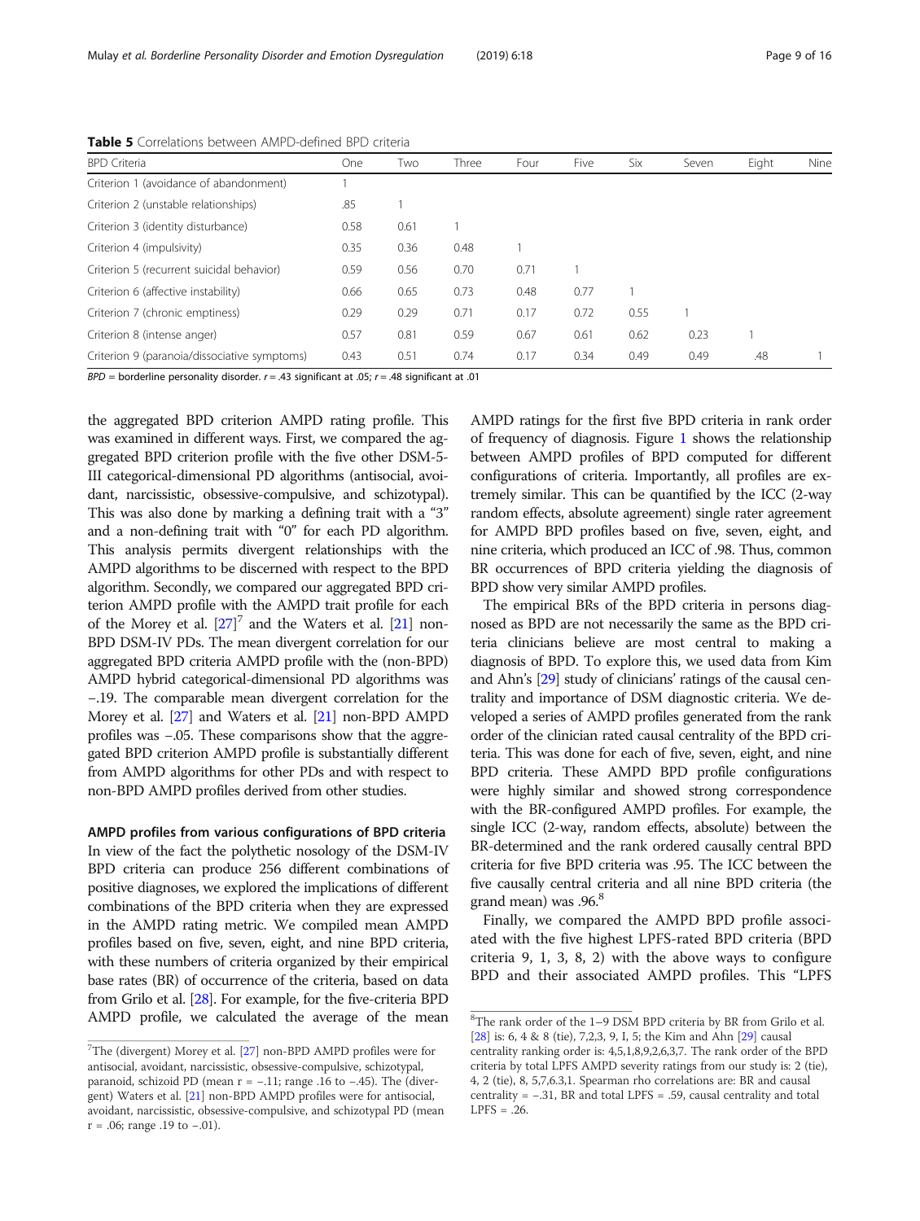**Table 5** Correlations between AMPD-defined BPD criteria

| BPD Criteria | One | Two | Three | Four | Five | Six | Seven | Eight | Nine |
|---|---|---|---|---|---|---|---|---|---|
| Criterion 1 (avoidance of abandonment) | 1 | | | | | | | | |
| Criterion 2 (unstable relationships) | .85 | 1 | | | | | | | |
| Criterion 3 (identity disturbance) | 0.58 | 0.61 | 1 | | | | | | |
| Criterion 4 (impulsivity) | 0.35 | 0.36 | 0.48 | 1 | | | | | |
| Criterion 5 (recurrent suicidal behavior) | 0.59 | 0.56 | 0.70 | 0.71 | 1 | | | | |
| Criterion 6 (affective instability) | 0.66 | 0.65 | 0.73 | 0.48 | 0.77 | 1 | | | |
| Criterion 7 (chronic emptiness) | 0.29 | 0.29 | 0.71 | 0.17 | 0.72 | 0.55 | 1 | | |
| Criterion 8 (intense anger) | 0.57 | 0.81 | 0.59 | 0.67 | 0.61 | 0.62 | 0.23 | 1 | |
| Criterion 9 (paranoia/dissociative symptoms) | 0.43 | 0.51 | 0.74 | 0.17 | 0.34 | 0.49 | 0.49 | .48 | 1 |

*BPD* = borderline personality disorder. $r = .43$ significant at .05; $r = .48$ significant at .01

the aggregated BPD criterion AMPD rating profile. This was examined in different ways. First, we compared the aggregated BPD criterion profile with the five other DSM-5-III categorical-dimensional PD algorithms (antisocial, avoidant, narcissistic, obsessive-compulsive, and schizotypal). This was also done by marking a defining trait with a "3" and a non-defining trait with "0" for each PD algorithm. This analysis permits divergent relationships with the AMPD algorithms to be discerned with respect to the BPD algorithm. Secondly, we compared our aggregated BPD criterion AMPD profile with the AMPD trait profile for each of the Morey et al. [27][7] and the Waters et al. [21] non-BPD DSM-IV PDs. The mean divergent correlation for our aggregated BPD criteria AMPD profile with the (non-BPD) AMPD hybrid categorical-dimensional PD algorithms was −.19. The comparable mean divergent correlation for the Morey et al. [27] and Waters et al. [21] non-BPD AMPD profiles was −.05. These comparisons show that the aggregated BPD criterion AMPD profile is substantially different from AMPD algorithms for other PDs and with respect to non-BPD AMPD profiles derived from other studies.

#### AMPD profiles from various configurations of BPD criteria

In view of the fact the polythetic nosology of the DSM-IV BPD criteria can produce 256 different combinations of positive diagnoses, we explored the implications of different combinations of the BPD criteria when they are expressed in the AMPD rating metric. We compiled mean AMPD profiles based on five, seven, eight, and nine BPD criteria, with these numbers of criteria organized by their empirical base rates (BR) of occurrence of the criteria, based on data from Grilo et al. [28]. For example, for the five-criteria BPD AMPD profile, we calculated the average of the mean AMPD ratings for the first five BPD criteria in rank order of frequency of diagnosis. Figure 1 shows the relationship between AMPD profiles of BPD computed for different configurations of criteria. Importantly, all profiles are extremely similar. This can be quantified by the ICC (2-way random effects, absolute agreement) single rater agreement for AMPD BPD profiles based on five, seven, eight, and nine criteria, which produced an ICC of .98. Thus, common BR occurrences of BPD criteria yielding the diagnosis of BPD show very similar AMPD profiles.

The empirical BRs of the BPD criteria in persons diagnosed as BPD are not necessarily the same as the BPD criteria clinicians believe are most central to making a diagnosis of BPD. To explore this, we used data from Kim and Ahn's [29] study of clinicians' ratings of the causal centrality and importance of DSM diagnostic criteria. We developed a series of AMPD profiles generated from the rank order of the clinician rated causal centrality of the BPD criteria. This was done for each of five, seven, eight, and nine BPD criteria. These AMPD BPD profile configurations were highly similar and showed strong correspondence with the BR-configured AMPD profiles. For example, the single ICC (2-way, random effects, absolute) between the BR-determined and the rank ordered causally central BPD criteria for five BPD criteria was .95. The ICC between the five causally central criteria and all nine BPD criteria (the grand mean) was .96.[8]

Finally, we compared the AMPD BPD profile associated with the five highest LPFS-rated BPD criteria (BPD criteria 9, 1, 3, 8, 2) with the above ways to configure BPD and their associated AMPD profiles. This "LPFS

---

[7] The (divergent) Morey et al. [27] non-BPD AMPD profiles were for antisocial, avoidant, narcissistic, obsessive-compulsive, schizotypal, paranoid, schizoid PD (mean r = −.11; range .16 to −.45). The (divergent) Waters et al. [21] non-BPD AMPD profiles were for antisocial, avoidant, narcissistic, obsessive-compulsive, and schizotypal PD (mean r = .06; range .19 to −.01).

[8] The rank order of the 1–9 DSM BPD criteria by BR from Grilo et al. [28] is: 6, 4 & 8 (tie), 7,2,3, 9, I, 5; the Kim and Ahn [29] causal centrality ranking order is: 4,5,1,8,9,2,6,3,7. The rank order of the BPD criteria by total LPFS AMPD severity ratings from our study is: 2 (tie), 4, 2 (tie), 8, 5,7,6.3,1. Spearman rho correlations are: BR and causal centrality = −.31, BR and total LPFS = .59, causal centrality and total LPFS = .26.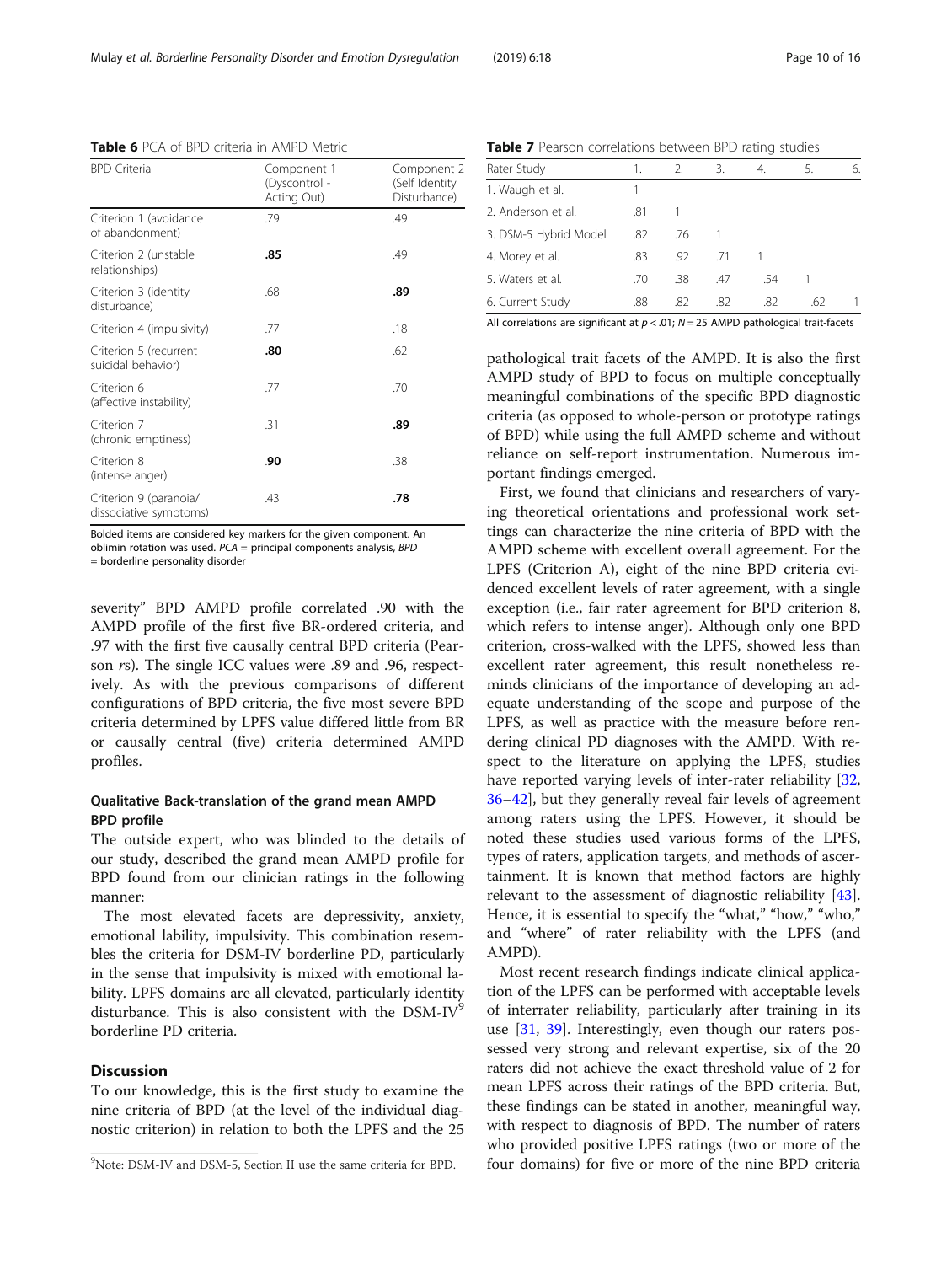**Table 6** PCA of BPD criteria in AMPD Metric

| BPD Criteria | Component 1 (Dyscontrol - Acting Out) | Component 2 (Self Identity Disturbance) |
|---|---|---|
| Criterion 1 (avoidance of abandonment) | .79 | .49 |
| Criterion 2 (unstable relationships) | **.85** | .49 |
| Criterion 3 (identity disturbance) | .68 | **.89** |
| Criterion 4 (impulsivity) | .77 | .18 |
| Criterion 5 (recurrent suicidal behavior) | **.80** | .62 |
| Criterion 6 (affective instability) | .77 | .70 |
| Criterion 7 (chronic emptiness) | .31 | **.89** |
| Criterion 8 (intense anger) | **.90** | .38 |
| Criterion 9 (paranoia/ dissociative symptoms) | .43 | **.78** |

Bolded items are considered key markers for the given component. An oblimin rotation was used. *PCA* = principal components analysis, *BPD* = borderline personality disorder

**Table 7** Pearson correlations between BPD rating studies

| Rater Study | 1. | 2. | 3. | 4. | 5. | 6. |
|---|---|---|---|---|---|---|
| 1. Waugh et al. | 1 | | | | | |
| 2. Anderson et al. | .81 | 1 | | | | |
| 3. DSM-5 Hybrid Model | .82 | .76 | 1 | | | |
| 4. Morey et al. | .83 | .92 | .71 | 1 | | |
| 5. Waters et al. | .70 | .38 | .47 | .54 | 1 | |
| 6. Current Study | .88 | .82 | .82 | .82 | .62 | 1 |

All correlations are significant at $p < .01$; $N = 25$ AMPD pathological trait-facets

severity" BPD AMPD profile correlated .90 with the AMPD profile of the first five BR-ordered criteria, and .97 with the first five causally central BPD criteria (Pearson *r*s). The single ICC values were .89 and .96, respectively. As with the previous comparisons of different configurations of BPD criteria, the five most severe BPD criteria determined by LPFS value differed little from BR or causally central (five) criteria determined AMPD profiles.

### Qualitative Back-translation of the grand mean AMPD BPD profile

The outside expert, who was blinded to the details of our study, described the grand mean AMPD profile for BPD found from our clinician ratings in the following manner:

The most elevated facets are depressivity, anxiety, emotional lability, impulsivity. This combination resembles the criteria for DSM-IV borderline PD, particularly in the sense that impulsivity is mixed with emotional lability. LPFS domains are all elevated, particularly identity disturbance. This is also consistent with the DSM-IV[9] borderline PD criteria.

## Discussion

To our knowledge, this is the first study to examine the nine criteria of BPD (at the level of the individual diagnostic criterion) in relation to both the LPFS and the 25 pathological trait facets of the AMPD. It is also the first AMPD study of BPD to focus on multiple conceptually meaningful combinations of the specific BPD diagnostic criteria (as opposed to whole-person or prototype ratings of BPD) while using the full AMPD scheme and without reliance on self-report instrumentation. Numerous important findings emerged.

First, we found that clinicians and researchers of varying theoretical orientations and professional work settings can characterize the nine criteria of BPD with the AMPD scheme with excellent overall agreement. For the LPFS (Criterion A), eight of the nine BPD criteria evidenced excellent levels of rater agreement, with a single exception (i.e., fair rater agreement for BPD criterion 8, which refers to intense anger). Although only one BPD criterion, cross-walked with the LPFS, showed less than excellent rater agreement, this result nonetheless reminds clinicians of the importance of developing an adequate understanding of the scope and purpose of the LPFS, as well as practice with the measure before rendering clinical PD diagnoses with the AMPD. With respect to the literature on applying the LPFS, studies have reported varying levels of inter-rater reliability [32, 36–42], but they generally reveal fair levels of agreement among raters using the LPFS. However, it should be noted these studies used various forms of the LPFS, types of raters, application targets, and methods of ascertainment. It is known that method factors are highly relevant to the assessment of diagnostic reliability [43]. Hence, it is essential to specify the "what," "how," "who," and "where" of rater reliability with the LPFS (and AMPD).

Most recent research findings indicate clinical application of the LPFS can be performed with acceptable levels of interrater reliability, particularly after training in its use [31, 39]. Interestingly, even though our raters possessed very strong and relevant expertise, six of the 20 raters did not achieve the exact threshold value of 2 for mean LPFS across their ratings of the BPD criteria. But, these findings can be stated in another, meaningful way, with respect to diagnosis of BPD. The number of raters who provided positive LPFS ratings (two or more of the four domains) for five or more of the nine BPD criteria

[9]Note: DSM-IV and DSM-5, Section II use the same criteria for BPD.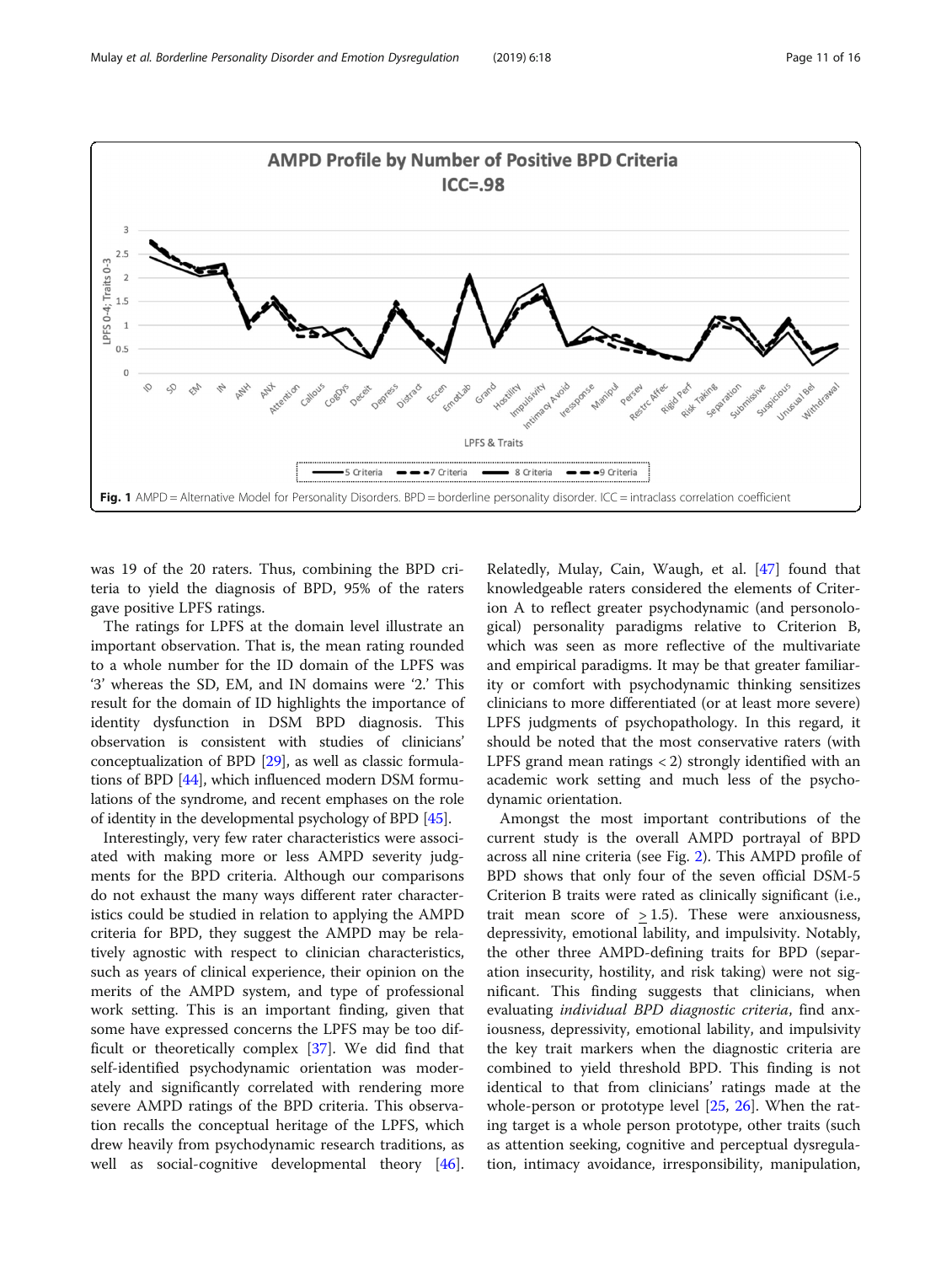**Fig. 1** AMPD = Alternative Model for Personality Disorders. BPD = borderline personality disorder. ICC = intraclass correlation coefficient

was 19 of the 20 raters. Thus, combining the BPD criteria to yield the diagnosis of BPD, 95% of the raters gave positive LPFS ratings.

The ratings for LPFS at the domain level illustrate an important observation. That is, the mean rating rounded to a whole number for the ID domain of the LPFS was '3' whereas the SD, EM, and IN domains were '2.' This result for the domain of ID highlights the importance of identity dysfunction in DSM BPD diagnosis. This observation is consistent with studies of clinicians' conceptualization of BPD [29], as well as classic formulations of BPD [44], which influenced modern DSM formulations of the syndrome, and recent emphases on the role of identity in the developmental psychology of BPD [45].

Interestingly, very few rater characteristics were associated with making more or less AMPD severity judgments for the BPD criteria. Although our comparisons do not exhaust the many ways different rater characteristics could be studied in relation to applying the AMPD criteria for BPD, they suggest the AMPD may be relatively agnostic with respect to clinician characteristics, such as years of clinical experience, their opinion on the merits of the AMPD system, and type of professional work setting. This is an important finding, given that some have expressed concerns the LPFS may be too difficult or theoretically complex [37]. We did find that self-identified psychodynamic orientation was moderately and significantly correlated with rendering more severe AMPD ratings of the BPD criteria. This observation recalls the conceptual heritage of the LPFS, which drew heavily from psychodynamic research traditions, as well as social-cognitive developmental theory [46]. Relatedly, Mulay, Cain, Waugh, et al. [47] found that knowledgeable raters considered the elements of Criterion A to reflect greater psychodynamic (and personological) personality paradigms relative to Criterion B, which was seen as more reflective of the multivariate and empirical paradigms. It may be that greater familiarity or comfort with psychodynamic thinking sensitizes clinicians to more differentiated (or at least more severe) LPFS judgments of psychopathology. In this regard, it should be noted that the most conservative raters (with LPFS grand mean ratings < 2) strongly identified with an academic work setting and much less of the psychodynamic orientation.

Amongst the most important contributions of the current study is the overall AMPD portrayal of BPD across all nine criteria (see Fig. 2). This AMPD profile of BPD shows that only four of the seven official DSM-5 Criterion B traits were rated as clinically significant (i.e., trait mean score of ≥ 1.5). These were anxiousness, depressivity, emotional lability, and impulsivity. Notably, the other three AMPD-defining traits for BPD (separation insecurity, hostility, and risk taking) were not significant. This finding suggests that clinicians, when evaluating *individual BPD diagnostic criteria*, find anxiousness, depressivity, emotional lability, and impulsivity the key trait markers when the diagnostic criteria are combined to yield threshold BPD. This finding is not identical to that from clinicians' ratings made at the whole-person or prototype level [25, 26]. When the rating target is a whole person prototype, other traits (such as attention seeking, cognitive and perceptual dysregulation, intimacy avoidance, irresponsibility, manipulation,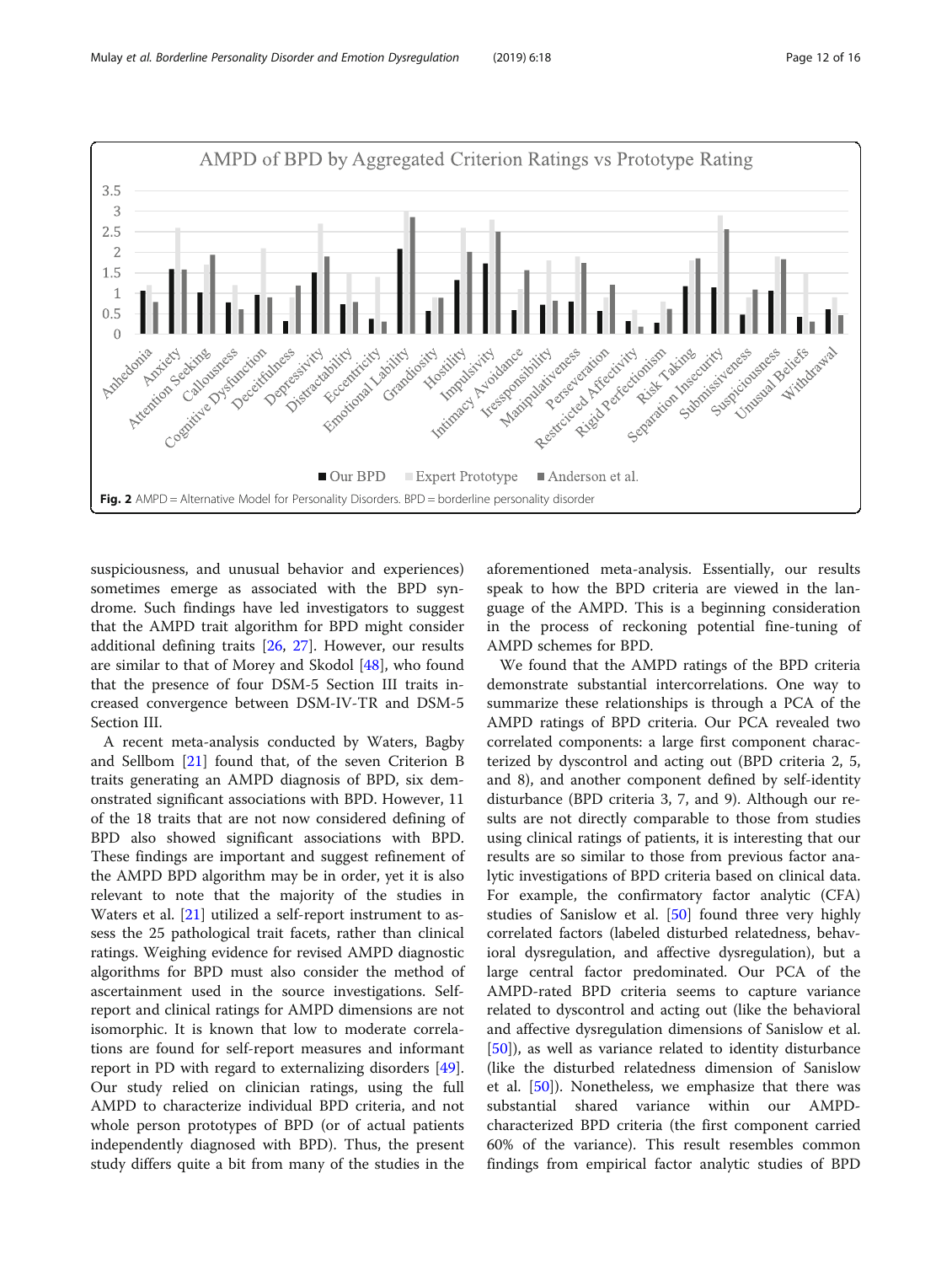Fig. 2 AMPD = Alternative Model for Personality Disorders. BPD = borderline personality disorder

suspiciousness, and unusual behavior and experiences) sometimes emerge as associated with the BPD syndrome. Such findings have led investigators to suggest that the AMPD trait algorithm for BPD might consider additional defining traits [26, 27]. However, our results are similar to that of Morey and Skodol [48], who found that the presence of four DSM-5 Section III traits increased convergence between DSM-IV-TR and DSM-5 Section III.

A recent meta-analysis conducted by Waters, Bagby and Sellbom [21] found that, of the seven Criterion B traits generating an AMPD diagnosis of BPD, six demonstrated significant associations with BPD. However, 11 of the 18 traits that are not now considered defining of BPD also showed significant associations with BPD. These findings are important and suggest refinement of the AMPD BPD algorithm may be in order, yet it is also relevant to note that the majority of the studies in Waters et al. [21] utilized a self-report instrument to assess the 25 pathological trait facets, rather than clinical ratings. Weighing evidence for revised AMPD diagnostic algorithms for BPD must also consider the method of ascertainment used in the source investigations. Self-report and clinical ratings for AMPD dimensions are not isomorphic. It is known that low to moderate correlations are found for self-report measures and informant report in PD with regard to externalizing disorders [49]. Our study relied on clinician ratings, using the full AMPD to characterize individual BPD criteria, and not whole person prototypes of BPD (or of actual patients independently diagnosed with BPD). Thus, the present study differs quite a bit from many of the studies in the aforementioned meta-analysis. Essentially, our results speak to how the BPD criteria are viewed in the language of the AMPD. This is a beginning consideration in the process of reckoning potential fine-tuning of AMPD schemes for BPD.

We found that the AMPD ratings of the BPD criteria demonstrate substantial intercorrelations. One way to summarize these relationships is through a PCA of the AMPD ratings of BPD criteria. Our PCA revealed two correlated components: a large first component characterized by dyscontrol and acting out (BPD criteria 2, 5, and 8), and another component defined by self-identity disturbance (BPD criteria 3, 7, and 9). Although our results are not directly comparable to those from studies using clinical ratings of patients, it is interesting that our results are so similar to those from previous factor analytic investigations of BPD criteria based on clinical data. For example, the confirmatory factor analytic (CFA) studies of Sanislow et al. [50] found three very highly correlated factors (labeled disturbed relatedness, behavioral dysregulation, and affective dysregulation), but a large central factor predominated. Our PCA of the AMPD-rated BPD criteria seems to capture variance related to dyscontrol and acting out (like the behavioral and affective dysregulation dimensions of Sanislow et al. [50]), as well as variance related to identity disturbance (like the disturbed relatedness dimension of Sanislow et al. [50]). Nonetheless, we emphasize that there was substantial shared variance within our AMPD-characterized BPD criteria (the first component carried 60% of the variance). This result resembles common findings from empirical factor analytic studies of BPD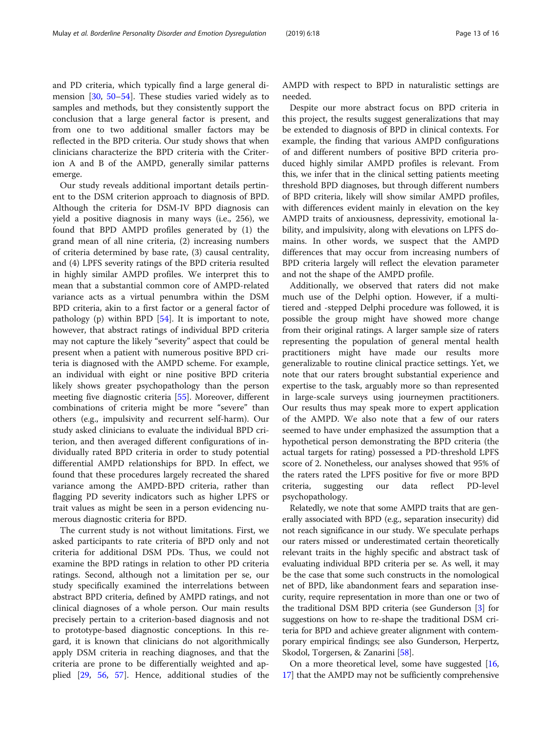and PD criteria, which typically find a large general dimension [30, 50–54]. These studies varied widely as to samples and methods, but they consistently support the conclusion that a large general factor is present, and from one to two additional smaller factors may be reflected in the BPD criteria. Our study shows that when clinicians characterize the BPD criteria with the Criterion A and B of the AMPD, generally similar patterns emerge.

Our study reveals additional important details pertinent to the DSM criterion approach to diagnosis of BPD. Although the criteria for DSM-IV BPD diagnosis can yield a positive diagnosis in many ways (i.e., 256), we found that BPD AMPD profiles generated by (1) the grand mean of all nine criteria, (2) increasing numbers of criteria determined by base rate, (3) causal centrality, and (4) LPFS severity ratings of the BPD criteria resulted in highly similar AMPD profiles. We interpret this to mean that a substantial common core of AMPD-related variance acts as a virtual penumbra within the DSM BPD criteria, akin to a first factor or a general factor of pathology (p) within BPD [54]. It is important to note, however, that abstract ratings of individual BPD criteria may not capture the likely "severity" aspect that could be present when a patient with numerous positive BPD criteria is diagnosed with the AMPD scheme. For example, an individual with eight or nine positive BPD criteria likely shows greater psychopathology than the person meeting five diagnostic criteria [55]. Moreover, different combinations of criteria might be more "severe" than others (e.g., impulsivity and recurrent self-harm). Our study asked clinicians to evaluate the individual BPD criterion, and then averaged different configurations of individually rated BPD criteria in order to study potential differential AMPD relationships for BPD. In effect, we found that these procedures largely recreated the shared variance among the AMPD-BPD criteria, rather than flagging PD severity indicators such as higher LPFS or trait values as might be seen in a person evidencing numerous diagnostic criteria for BPD.

The current study is not without limitations. First, we asked participants to rate criteria of BPD only and not criteria for additional DSM PDs. Thus, we could not examine the BPD ratings in relation to other PD criteria ratings. Second, although not a limitation per se, our study specifically examined the interrelations between abstract BPD criteria, defined by AMPD ratings, and not clinical diagnoses of a whole person. Our main results precisely pertain to a criterion-based diagnosis and not to prototype-based diagnostic conceptions. In this regard, it is known that clinicians do not algorithmically apply DSM criteria in reaching diagnoses, and that the criteria are prone to be differentially weighted and applied [29, 56, 57]. Hence, additional studies of the AMPD with respect to BPD in naturalistic settings are needed.

Despite our more abstract focus on BPD criteria in this project, the results suggest generalizations that may be extended to diagnosis of BPD in clinical contexts. For example, the finding that various AMPD configurations of and different numbers of positive BPD criteria produced highly similar AMPD profiles is relevant. From this, we infer that in the clinical setting patients meeting threshold BPD diagnoses, but through different numbers of BPD criteria, likely will show similar AMPD profiles, with differences evident mainly in elevation on the key AMPD traits of anxiousness, depressivity, emotional lability, and impulsivity, along with elevations on LPFS domains. In other words, we suspect that the AMPD differences that may occur from increasing numbers of BPD criteria largely will reflect the elevation parameter and not the shape of the AMPD profile.

Additionally, we observed that raters did not make much use of the Delphi option. However, if a multi-tiered and -stepped Delphi procedure was followed, it is possible the group might have showed more change from their original ratings. A larger sample size of raters representing the population of general mental health practitioners might have made our results more generalizable to routine clinical practice settings. Yet, we note that our raters brought substantial experience and expertise to the task, arguably more so than represented in large-scale surveys using journeymen practitioners. Our results thus may speak more to expert application of the AMPD. We also note that a few of our raters seemed to have under emphasized the assumption that a hypothetical person demonstrating the BPD criteria (the actual targets for rating) possessed a PD-threshold LPFS score of 2. Nonetheless, our analyses showed that 95% of the raters rated the LPFS positive for five or more BPD criteria, suggesting our data reflect PD-level psychopathology.

Relatedly, we note that some AMPD traits that are generally associated with BPD (e.g., separation insecurity) did not reach significance in our study. We speculate perhaps our raters missed or underestimated certain theoretically relevant traits in the highly specific and abstract task of evaluating individual BPD criteria per se. As well, it may be the case that some such constructs in the nomological net of BPD, like abandonment fears and separation insecurity, require representation in more than one or two of the traditional DSM BPD criteria (see Gunderson [3] for suggestions on how to re-shape the traditional DSM criteria for BPD and achieve greater alignment with contemporary empirical findings; see also Gunderson, Herpertz, Skodol, Torgersen, & Zanarini [58].

On a more theoretical level, some have suggested [16, 17] that the AMPD may not be sufficiently comprehensive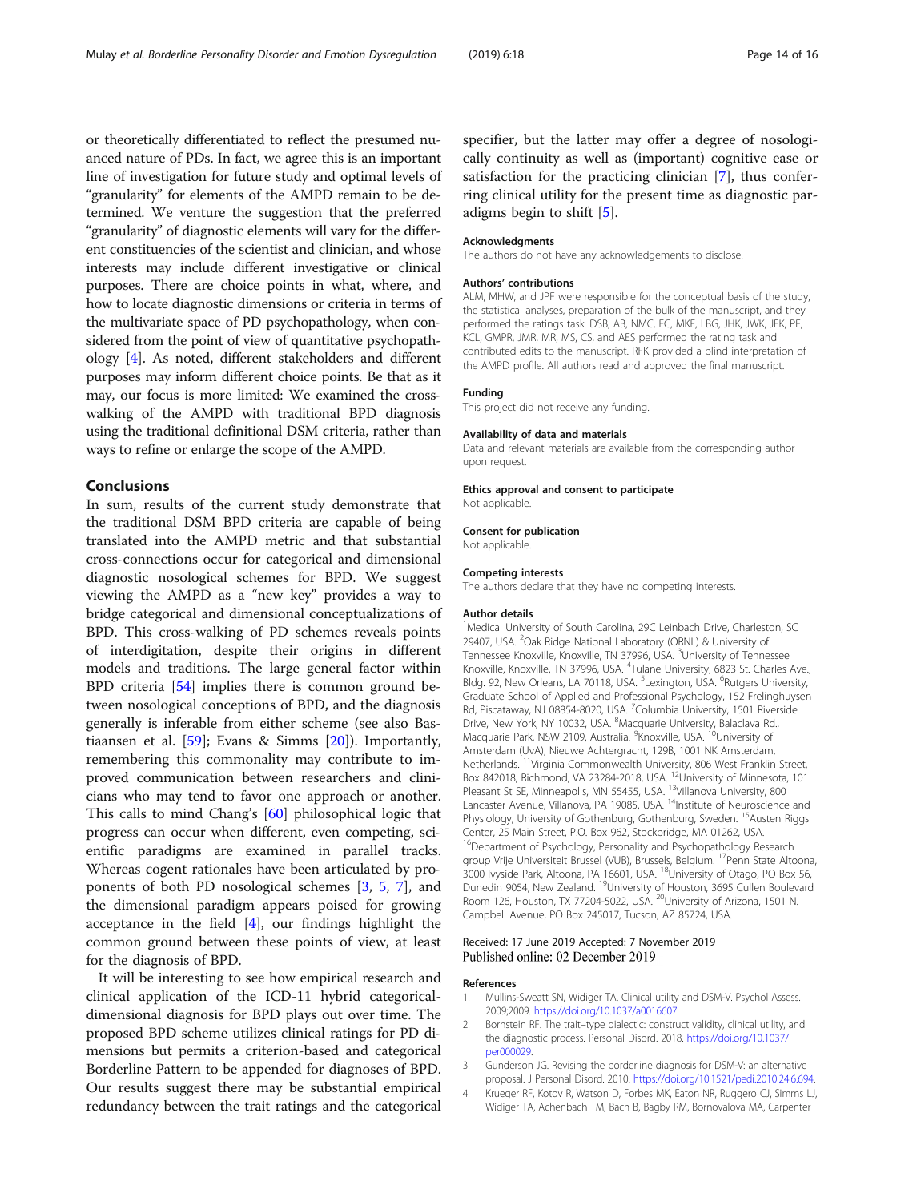or theoretically differentiated to reflect the presumed nuanced nature of PDs. In fact, we agree this is an important line of investigation for future study and optimal levels of "granularity" for elements of the AMPD remain to be determined. We venture the suggestion that the preferred "granularity" of diagnostic elements will vary for the different constituencies of the scientist and clinician, and whose interests may include different investigative or clinical purposes. There are choice points in what, where, and how to locate diagnostic dimensions or criteria in terms of the multivariate space of PD psychopathology, when considered from the point of view of quantitative psychopathology [4]. As noted, different stakeholders and different purposes may inform different choice points. Be that as it may, our focus is more limited: We examined the cross-walking of the AMPD with traditional BPD diagnosis using the traditional definitional DSM criteria, rather than ways to refine or enlarge the scope of the AMPD.

## Conclusions

In sum, results of the current study demonstrate that the traditional DSM BPD criteria are capable of being translated into the AMPD metric and that substantial cross-connections occur for categorical and dimensional diagnostic nosological schemes for BPD. We suggest viewing the AMPD as a "new key" provides a way to bridge categorical and dimensional conceptualizations of BPD. This cross-walking of PD schemes reveals points of interdigitation, despite their origins in different models and traditions. The large general factor within BPD criteria [54] implies there is common ground between nosological conceptions of BPD, and the diagnosis generally is inferable from either scheme (see also Bastiaansen et al. [59]; Evans & Simms [20]). Importantly, remembering this commonality may contribute to improved communication between researchers and clinicians who may tend to favor one approach or another. This calls to mind Chang's [60] philosophical logic that progress can occur when different, even competing, scientific paradigms are examined in parallel tracks. Whereas cogent rationales have been articulated by proponents of both PD nosological schemes [3, 5, 7], and the dimensional paradigm appears poised for growing acceptance in the field [4], our findings highlight the common ground between these points of view, at least for the diagnosis of BPD.

It will be interesting to see how empirical research and clinical application of the ICD-11 hybrid categorical-dimensional diagnosis for BPD plays out over time. The proposed BPD scheme utilizes clinical ratings for PD dimensions but permits a criterion-based and categorical Borderline Pattern to be appended for diagnoses of BPD. Our results suggest there may be substantial empirical redundancy between the trait ratings and the categorical specifier, but the latter may offer a degree of nosologically continuity as well as (important) cognitive ease or satisfaction for the practicing clinician [7], thus conferring clinical utility for the present time as diagnostic paradigms begin to shift [5].

#### Acknowledgments

The authors do not have any acknowledgements to disclose.

#### Authors' contributions

ALM, MHW, and JPF were responsible for the conceptual basis of the study, the statistical analyses, preparation of the bulk of the manuscript, and they performed the ratings task. DSB, AB, NMC, EC, MKF, LBG, JHK, JWK, JEK, PF, KCL, GMPR, JMR, MR, MS, CS, and AES performed the rating task and contributed edits to the manuscript. RFK provided a blind interpretation of the AMPD profile. All authors read and approved the final manuscript.

#### Funding

This project did not receive any funding.

#### Availability of data and materials

Data and relevant materials are available from the corresponding author upon request.

#### Ethics approval and consent to participate

Not applicable.

#### Consent for publication

Not applicable.

#### Competing interests

The authors declare that they have no competing interests.

#### Author details

[1]Medical University of South Carolina, 29C Leinbach Drive, Charleston, SC 29407, USA. [2]Oak Ridge National Laboratory (ORNL) & University of Tennessee Knoxville, Knoxville, TN 37996, USA. [3]University of Tennessee Knoxville, Knoxville, TN 37996, USA. [4]Tulane University, 6823 St. Charles Ave., Bldg. 92, New Orleans, LA 70118, USA. [5]Lexington, USA. [6]Rutgers University, Graduate School of Applied and Professional Psychology, 152 Frelinghuysen Rd, Piscataway, NJ 08854-8020, USA. [7]Columbia University, 1501 Riverside Drive, New York, NY 10032, USA. [8]Macquarie University, Balaclava Rd., Macquarie Park, NSW 2109, Australia. [9]Knoxville, USA. [10]University of Amsterdam (UvA), Nieuwe Achtergracht, 129B, 1001 NK Amsterdam, Netherlands. [11]Virginia Commonwealth University, 806 West Franklin Street, Box 842018, Richmond, VA 23284-2018, USA. [12]University of Minnesota, 101 Pleasant St SE, Minneapolis, MN 55455, USA. [13]Villanova University, 800 Lancaster Avenue, Villanova, PA 19085, USA. [14]Institute of Neuroscience and Physiology, University of Gothenburg, Gothenburg, Sweden. [15]Austen Riggs Center, 25 Main Street, P.O. Box 962, Stockbridge, MA 01262, USA. [16]Department of Psychology, Personality and Psychopathology Research group Vrije Universiteit Brussel (VUB), Brussels, Belgium. [17]Penn State Altoona, 3000 Ivyside Park, Altoona, PA 16601, USA. [18]University of Otago, PO Box 56, Dunedin 9054, New Zealand. [19]University of Houston, 3695 Cullen Boulevard Room 126, Houston, TX 77204-5022, USA. [20]University of Arizona, 1501 N. Campbell Avenue, PO Box 245017, Tucson, AZ 85724, USA.

Received: 17 June 2019 Accepted: 7 November 2019
Published online: 02 December 2019

#### References

1. Mullins-Sweatt SN, Widiger TA. Clinical utility and DSM-V. Psychol Assess. 2009;2009. https://doi.org/10.1037/a0016607.
2. Bornstein RF. The trait–type dialectic: construct validity, clinical utility, and the diagnostic process. Personal Disord. 2018. https://doi.org/10.1037/per000029.
3. Gunderson JG. Revising the borderline diagnosis for DSM-V: an alternative proposal. J Personal Disord. 2010. https://doi.org/10.1521/pedi.2010.24.6.694.
4. Krueger RF, Kotov R, Watson D, Forbes MK, Eaton NR, Ruggero CJ, Simms LJ, Widiger TA, Achenbach TM, Bach B, Bagby RM, Bornovalova MA, Carpenter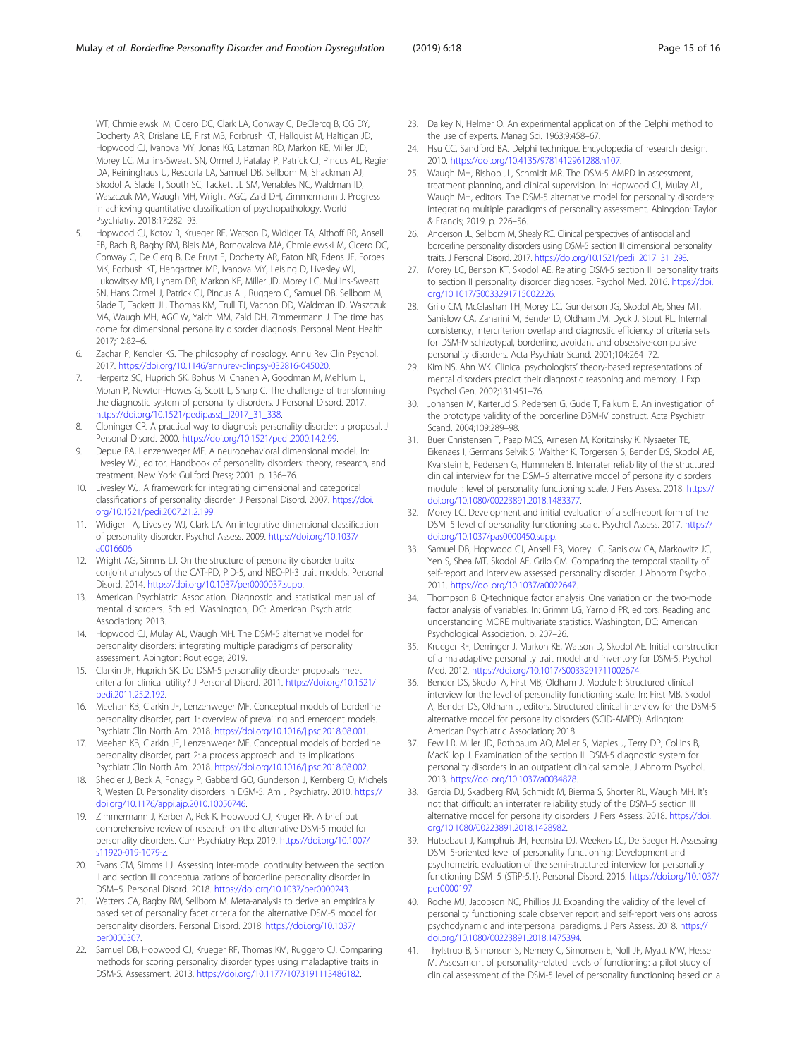WT, Chmielewski M, Cicero DC, Clark LA, Conway C, DeClercq B, CG DY, Docherty AR, Drislane LE, First MB, Forbrush KT, Hallquist M, Haltigan JD, Hopwood CJ, Ivanova MY, Jonas KG, Latzman RD, Markon KE, Miller JD, Morey LC, Mullins-Sweatt SN, Ormel J, Patalay P, Patrick CJ, Pincus AL, Regier DA, Reininghaus U, Rescorla LA, Samuel DB, Sellbom M, Shackman AJ, Skodol A, Slade T, South SC, Tackett JL SM, Venables NC, Waldman ID, Waszczuk MA, Waugh MH, Wright AGC, Zaid DH, Zimmermann J. Progress in achieving quantitative classification of psychopathology. World Psychiatry. 2018;17:282–93.

5. Hopwood CJ, Kotov R, Krueger RF, Watson D, Widiger TA, Althoff RR, Ansell EB, Bach B, Bagby RM, Blais MA, Bornovalova MA, Chmielewski M, Cicero DC, Conway C, De Clerq B, De Fruyt F, Docherty AR, Eaton NR, Edens JF, Forbes MK, Forbush KT, Hengartner MP, Ivanova MY, Leising D, Livesley WJ, Lukowitsky MR, Lynam DR, Markon KE, Miller JD, Morey LC, Mullins-Sweatt SN, Hans Ormel J, Patrick CJ, Pincus AL, Ruggero C, Samuel DB, Sellbom M, Slade T, Tackett JL, Thomas KM, Trull TJ, Vachon DD, Waldman ID, Waszczuk MA, Waugh MH, AGC W, Yalch MM, Zald DH, Zimmermann J. The time has come for dimensional personality disorder diagnosis. Personal Ment Health. 2017;12:82–6.
6. Zachar P, Kendler KS. The philosophy of nosology. Annu Rev Clin Psychol. 2017. https://doi.org/10.1146/annurev-clinpsy-032816-045020.
7. Herpertz SC, Huprich SK, Bohus M, Chanen A, Goodman M, Mehlum L, Moran P, Newton-Howes G, Scott L, Sharp C. The challenge of transforming the diagnostic system of personality disorders. J Personal Disord. 2017. https://doi.org/10.1521/pedipass:[_]2017_31_338.
8. Cloninger CR. A practical way to diagnosis personality disorder: a proposal. J Personal Disord. 2000. https://doi.org/10.1521/pedi.2000.14.2.99.
9. Depue RA, Lenzenweger MF. A neurobehavioral dimensional model. In: Livesley WJ, editor. Handbook of personality disorders: theory, research, and treatment. New York: Guilford Press; 2001. p. 136–76.
10. Livesley WJ. A framework for integrating dimensional and categorical classifications of personality disorder. J Personal Disord. 2007. https://doi.org/10.1521/pedi.2007.21.2.199.
11. Widiger TA, Livesley WJ, Clark LA. An integrative dimensional classification of personality disorder. Psychol Assess. 2009. https://doi.org/10.1037/a0016606.
12. Wright AG, Simms LJ. On the structure of personality disorder traits: conjoint analyses of the CAT-PD, PID-5, and NEO-PI-3 trait models. Personal Disord. 2014. https://doi.org/10.1037/per0000037.supp.
13. American Psychiatric Association. Diagnostic and statistical manual of mental disorders. 5th ed. Washington, DC: American Psychiatric Association; 2013.
14. Hopwood CJ, Mulay AL, Waugh MH. The DSM-5 alternative model for personality disorders: integrating multiple paradigms of personality assessment. Abington: Routledge; 2019.
15. Clarkin JF, Huprich SK. Do DSM-5 personality disorder proposals meet criteria for clinical utility? J Personal Disord. 2011. https://doi.org/10.1521/pedi.2011.25.2.192.
16. Meehan KB, Clarkin JF, Lenzenweger MF. Conceptual models of borderline personality disorder, part 1: overview of prevailing and emergent models. Psychiatr Clin North Am. 2018. https://doi.org/10.1016/j.psc.2018.08.001.
17. Meehan KB, Clarkin JF, Lenzenweger MF. Conceptual models of borderline personality disorder, part 2: a process approach and its implications. Psychiatr Clin North Am. 2018. https://doi.org/10.1016/j.psc.2018.08.002.
18. Shedler J, Beck A, Fonagy P, Gabbard GO, Gunderson J, Kernberg O, Michels R, Westen D. Personality disorders in DSM-5. Am J Psychiatry. 2010. https://doi.org/10.1176/appi.ajp.2010.10050746.
19. Zimmermann J, Kerber A, Rek K, Hopwood CJ, Kruger RF. A brief but comprehensive review of research on the alternative DSM-5 model for personality disorders. Curr Psychiatry Rep. 2019. https://doi.org/10.1007/s11920-019-1079-z.
20. Evans CM, Simms LJ. Assessing inter-model continuity between the section II and section III conceptualizations of borderline personality disorder in DSM–5. Personal Disord. 2018. https://doi.org/10.1037/per0000243.
21. Watters CA, Bagby RM, Sellbom M. Meta-analysis to derive an empirically based set of personality facet criteria for the alternative DSM-5 model for personality disorders. Personal Disord. 2018. https://doi.org/10.1037/per0000307.
22. Samuel DB, Hopwood CJ, Krueger RF, Thomas KM, Ruggero CJ. Comparing methods for scoring personality disorder types using maladaptive traits in DSM-5. Assessment. 2013. https://doi.org/10.1177/1073191113486182.
23. Dalkey N, Helmer O. An experimental application of the Delphi method to the use of experts. Manag Sci. 1963;9:458–67.
24. Hsu CC, Sandford BA. Delphi technique. Encyclopedia of research design. 2010. https://doi.org/10.4135/9781412961288.n107.
25. Waugh MH, Bishop JL, Schmidt MR. The DSM-5 AMPD in assessment, treatment planning, and clinical supervision. In: Hopwood CJ, Mulay AL, Waugh MH, editors. The DSM-5 alternative model for personality disorders: integrating multiple paradigms of personality assessment. Abingdon: Taylor & Francis; 2019. p. 226–56.
26. Anderson JL, Sellbom M, Shealy RC. Clinical perspectives of antisocial and borderline personality disorders using DSM-5 section III dimensional personality traits. J Personal Disord. 2017. https://doi.org/10.1521/pedi_2017_31_298.
27. Morey LC, Benson KT, Skodol AE. Relating DSM-5 section III personality traits to section II personality disorder diagnoses. Psychol Med. 2016. https://doi.org/10.1017/S0033291715002226.
28. Grilo CM, McGlashan TH, Morey LC, Gunderson JG, Skodol AE, Shea MT, Sanislow CA, Zanarini M, Bender D, Oldham JM, Dyck J, Stout RL. Internal consistency, intercriterion overlap and diagnostic efficiency of criteria sets for DSM-IV schizotypal, borderline, avoidant and obsessive-compulsive personality disorders. Acta Psychiatr Scand. 2001;104:264–72.
29. Kim NS, Ahn WK. Clinical psychologists' theory-based representations of mental disorders predict their diagnostic reasoning and memory. J Exp Psychol Gen. 2002;131:451–76.
30. Johansen M, Karterud S, Pedersen G, Gude T, Falkum E. An investigation of the prototype validity of the borderline DSM-IV construct. Acta Psychiatr Scand. 2004;109:289–98.
31. Buer Christensen T, Paap MCS, Arnesen M, Koritzinsky K, Nysaeter TE, Eikenaes I, Germans Selvik S, Walther K, Torgersen S, Bender DS, Skodol AE, Kvarstein E, Pedersen G, Hummelen B. Interrater reliability of the structured clinical interview for the DSM–5 alternative model of personality disorders module I: level of personality functioning scale. J Pers Assess. 2018. https://doi.org/10.1080/00223891.2018.1483377.
32. Morey LC. Development and initial evaluation of a self-report form of the DSM–5 level of personality functioning scale. Psychol Assess. 2017. https://doi.org/10.1037/pas0000450.supp.
33. Samuel DB, Hopwood CJ, Ansell EB, Morey LC, Sanislow CA, Markowitz JC, Yen S, Shea MT, Skodol AE, Grilo CM. Comparing the temporal stability of self-report and interview assessed personality disorder. J Abnorm Psychol. 2011. https://doi.org/10.1037/a0022647.
34. Thompson B. Q-technique factor analysis: One variation on the two-mode factor analysis of variables. In: Grimm LG, Yarnold PR, editors. Reading and understanding MORE multivariate statistics. Washington, DC: American Psychological Association. p. 207–26.
35. Krueger RF, Derringer J, Markon KE, Watson D, Skodol AE. Initial construction of a maladaptive personality trait model and inventory for DSM-5. Psychol Med. 2012. https://doi.org/10.1017/S0033291711002674.
36. Bender DS, Skodol A, First MB, Oldham J. Module I: Structured clinical interview for the level of personality functioning scale. In: First MB, Skodol A, Bender DS, Oldham J, editors. Structured clinical interview for the DSM-5 alternative model for personality disorders (SCID-AMPD). Arlington: American Psychiatric Association; 2018.
37. Few LR, Miller JD, Rothbaum AO, Meller S, Maples J, Terry DP, Collins B, MacKillop J. Examination of the section III DSM-5 diagnostic system for personality disorders in an outpatient clinical sample. J Abnorm Psychol. 2013. https://doi.org/10.1037/a0034878.
38. Garcia DJ, Skadberg RM, Schmidt M, Bierma S, Shorter RL, Waugh MH. It's not that difficult: an interrater reliability study of the DSM–5 section III alternative model for personality disorders. J Pers Assess. 2018. https://doi.org/10.1080/00223891.2018.1428982.
39. Hutsebaut J, Kamphuis JH, Feenstra DJ, Weekers LC, De Saeger H. Assessing DSM–5-oriented level of personality functioning: Development and psychometric evaluation of the semi-structured interview for personality functioning DSM–5 (STiP-5.1). Personal Disord. 2016. https://doi.org/10.1037/per0000197.
40. Roche MJ, Jacobson NC, Phillips JJ. Expanding the validity of the level of personality functioning scale observer report and self-report versions across psychodynamic and interpersonal paradigms. J Pers Assess. 2018. https://doi.org/10.1080/00223891.2018.1475394.
41. Thylstrup B, Simonsen S, Nemery C, Simonsen E, Noll JF, Myatt MW, Hesse M. Assessment of personality-related levels of functioning: a pilot study of clinical assessment of the DSM-5 level of personality functioning based on a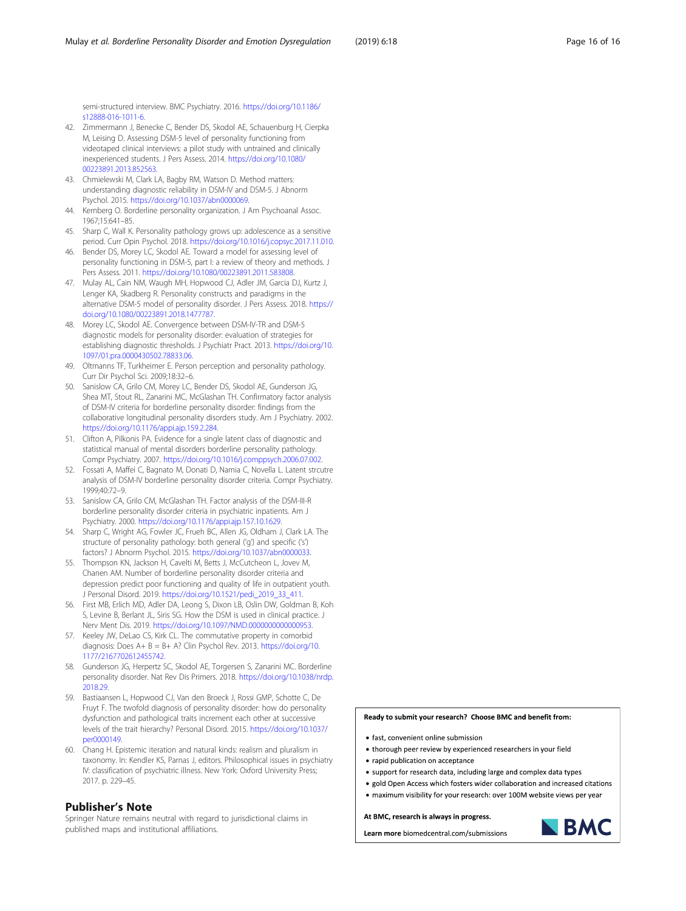semi-structured interview. BMC Psychiatry. 2016. https://doi.org/10.1186/s12888-016-1011-6.

42. Zimmermann J, Benecke C, Bender DS, Skodol AE, Schauenburg H, Cierpka M, Leising D. Assessing DSM-5 level of personality functioning from videotaped clinical interviews: a pilot study with untrained and clinically inexperienced students. J Pers Assess. 2014. https://doi.org/10.1080/00223891.2013.852563.
43. Chmielewski M, Clark LA, Bagby RM, Watson D. Method matters: understanding diagnostic reliability in DSM-IV and DSM-5. J Abnorm Psychol. 2015. https://doi.org/10.1037/abn0000069.
44. Kernberg O. Borderline personality organization. J Am Psychoanal Assoc. 1967;15:641–85.
45. Sharp C, Wall K. Personality pathology grows up: adolescence as a sensitive period. Curr Opin Psychol. 2018. https://doi.org/10.1016/j.copsyc.2017.11.010.
46. Bender DS, Morey LC, Skodol AE. Toward a model for assessing level of personality functioning in DSM-5, part I: a review of theory and methods. J Pers Assess. 2011. https://doi.org/10.1080/00223891.2011.583808.
47. Mulay AL, Cain NM, Waugh MH, Hopwood CJ, Adler JM, Garcia DJ, Kurtz J, Lenger KA, Skadberg R. Personality constructs and paradigms in the alternative DSM-5 model of personality disorder. J Pers Assess. 2018. https://doi.org/10.1080/00223891.2018.1477787.
48. Morey LC, Skodol AE. Convergence between DSM-IV-TR and DSM-5 diagnostic models for personality disorder: evaluation of strategies for establishing diagnostic thresholds. J Psychiatr Pract. 2013. https://doi.org/10.1097/01.pra.0000430502.78833.06.
49. Oltmanns TF, Turkheimer E. Person perception and personality pathology. Curr Dir Psychol Sci. 2009;18:32–6.
50. Sanislow CA, Grilo CM, Morey LC, Bender DS, Skodol AE, Gunderson JG, Shea MT, Stout RL, Zanarini MC, McGlashan TH. Confirmatory factor analysis of DSM-IV criteria for borderline personality disorder: findings from the collaborative longitudinal personality disorders study. Am J Psychiatry. 2002. https://doi.org/10.1176/appi.ajp.159.2.284.
51. Clifton A, Pilkonis PA. Evidence for a single latent class of diagnostic and statistical manual of mental disorders borderline personality pathology. Compr Psychiatry. 2007. https://doi.org/10.1016/j.comppsych.2006.07.002.
52. Fossati A, Maffei C, Bagnato M, Donati D, Namia C, Novella L. Latent strcutre analysis of DSM-IV borderline personality disorder criteria. Compr Psychiatry. 1999;40:72–9.
53. Sanislow CA, Grilo CM, McGlashan TH. Factor analysis of the DSM-III-R borderline personality disorder criteria in psychiatric inpatients. Am J Psychiatry. 2000. https://doi.org/10.1176/appi.ajp.157.10.1629.
54. Sharp C, Wright AG, Fowler JC, Frueh BC, Allen JG, Oldham J, Clark LA. The structure of personality pathology: both general ('g') and specific ('s') factors? J Abnorm Psychol. 2015. https://doi.org/10.1037/abn0000033.
55. Thompson KN, Jackson H, Cavelti M, Betts J, McCutcheon L, Jovev M, Chanen AM. Number of borderline personality disorder criteria and depression predict poor functioning and quality of life in outpatient youth. J Personal Disord. 2019. https://doi.org/10.1521/pedi_2019_33_411.
56. First MB, Erlich MD, Adler DA, Leong S, Dixon LB, Oslin DW, Goldman B, Koh S, Levine B, Berlant JL, Siris SG. How the DSM is used in clinical practice. J Nerv Ment Dis. 2019. https://doi.org/10.1097/NMD.0000000000000953.
57. Keeley JW, DeLao CS, Kirk CL. The commutative property in comorbid diagnosis: Does A+ B = B+ A? Clin Psychol Rev. 2013. https://doi.org/10.1177/2167702612455742.
58. Gunderson JG, Herpertz SC, Skodol AE, Torgersen S, Zanarini MC. Borderline personality disorder. Nat Rev Dis Primers. 2018. https://doi.org/10.1038/nrdp.2018.29.
59. Bastiaansen L, Hopwood CJ, Van den Broeck J, Rossi GMP, Schotte C, De Fruyt F. The twofold diagnosis of personality disorder: how do personality dysfunction and pathological traits increment each other at successive levels of the trait hierarchy? Personal Disord. 2015. https://doi.org/10.1037/per0000149.
60. Chang H. Epistemic iteration and natural kinds: realism and pluralism in taxonomy. In: Kendler KS, Parnas J, editors. Philosophical issues in psychiatry IV: classification of psychiatric illness. New York: Oxford University Press; 2017. p. 229–45.

## Publisher's Note

Springer Nature remains neutral with regard to jurisdictional claims in published maps and institutional affiliations.

**Ready to submit your research? Choose BMC and benefit from:**

- fast, convenient online submission
- thorough peer review by experienced researchers in your field
- rapid publication on acceptance
- support for research data, including large and complex data types
- gold Open Access which fosters wider collaboration and increased citations
- maximum visibility for your research: over 100M website views per year

**At BMC, research is always in progress.**

**Learn more** biomedcentral.com/submissions